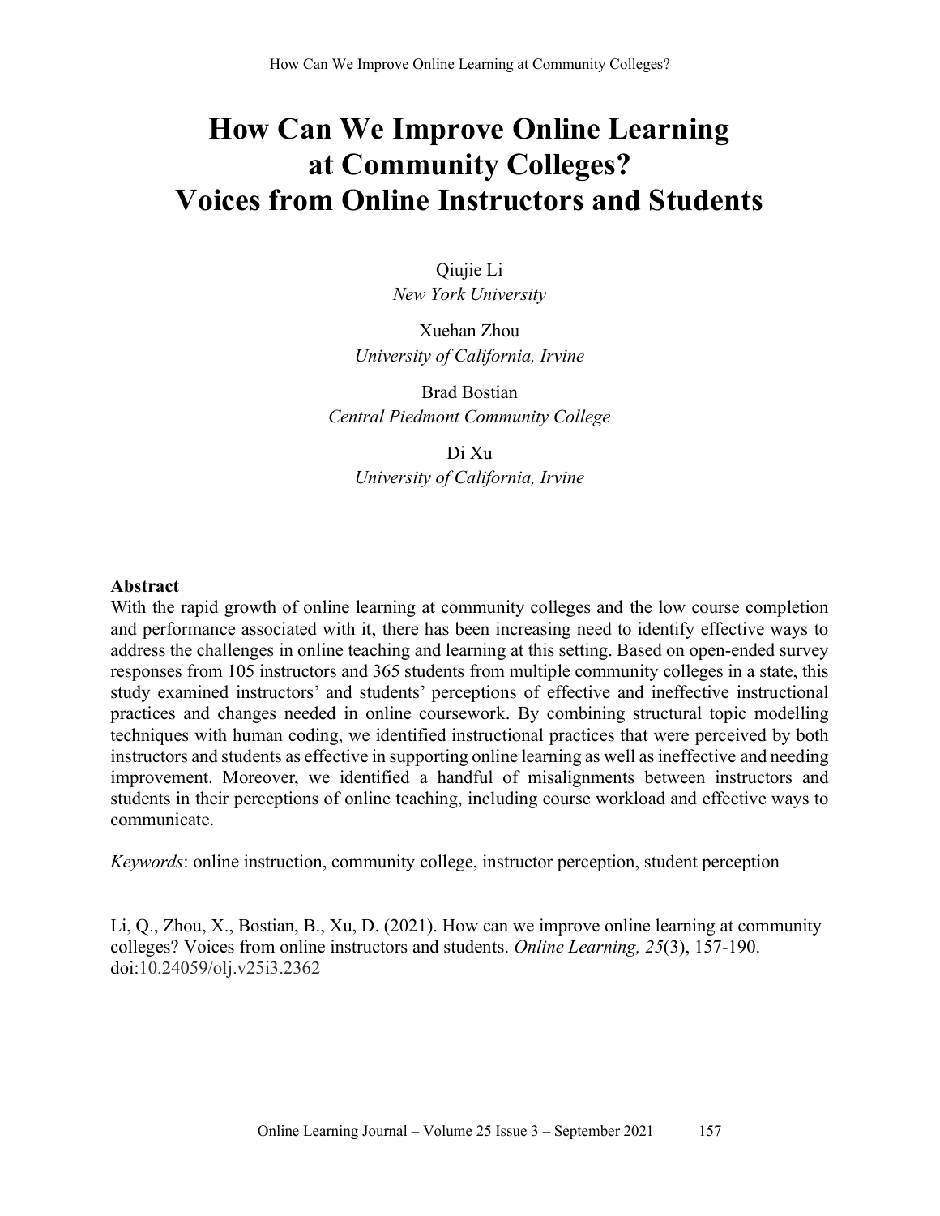# How Can We Improve Online Learning at Community Colleges? Voices from Online Instructors and Students

Qiujie Li
*New York University*

Xuehan Zhou
*University of California, Irvine*

Brad Bostian
*Central Piedmont Community College*

Di Xu
*University of California, Irvine*

## Abstract

With the rapid growth of online learning at community colleges and the low course completion and performance associated with it, there has been increasing need to identify effective ways to address the challenges in online teaching and learning at this setting. Based on open-ended survey responses from 105 instructors and 365 students from multiple community colleges in a state, this study examined instructors' and students' perceptions of effective and ineffective instructional practices and changes needed in online coursework. By combining structural topic modelling techniques with human coding, we identified instructional practices that were perceived by both instructors and students as effective in supporting online learning as well as ineffective and needing improvement. Moreover, we identified a handful of misalignments between instructors and students in their perceptions of online teaching, including course workload and effective ways to communicate.

*Keywords*: online instruction, community college, instructor perception, student perception

Li, Q., Zhou, X., Bostian, B., Xu, D. (2021). How can we improve online learning at community colleges? Voices from online instructors and students. *Online Learning, 25*(3), 157-190. doi:10.24059/olj.v25i3.2362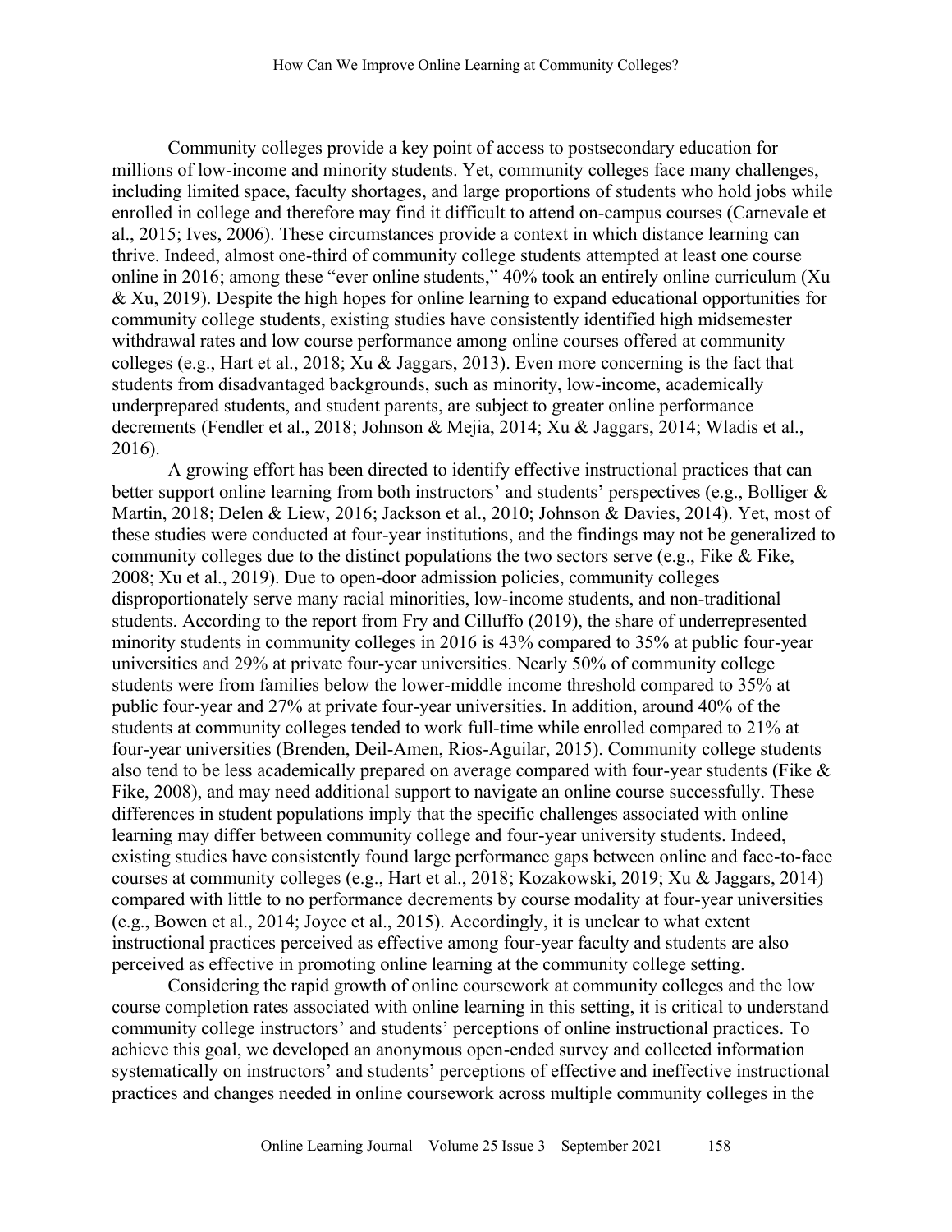Community colleges provide a key point of access to postsecondary education for millions of low-income and minority students. Yet, community colleges face many challenges, including limited space, faculty shortages, and large proportions of students who hold jobs while enrolled in college and therefore may find it difficult to attend on-campus courses (Carnevale et al., 2015; Ives, 2006). These circumstances provide a context in which distance learning can thrive. Indeed, almost one-third of community college students attempted at least one course online in 2016; among these "ever online students," 40% took an entirely online curriculum (Xu & Xu, 2019). Despite the high hopes for online learning to expand educational opportunities for community college students, existing studies have consistently identified high midsemester withdrawal rates and low course performance among online courses offered at community colleges (e.g., Hart et al., 2018; Xu & Jaggars, 2013). Even more concerning is the fact that students from disadvantaged backgrounds, such as minority, low-income, academically underprepared students, and student parents, are subject to greater online performance decrements (Fendler et al., 2018; Johnson & Mejia, 2014; Xu & Jaggars, 2014; Wladis et al., 2016).

A growing effort has been directed to identify effective instructional practices that can better support online learning from both instructors' and students' perspectives (e.g., Bolliger & Martin, 2018; Delen & Liew, 2016; Jackson et al., 2010; Johnson & Davies, 2014). Yet, most of these studies were conducted at four-year institutions, and the findings may not be generalized to community colleges due to the distinct populations the two sectors serve (e.g., Fike & Fike, 2008; Xu et al., 2019). Due to open-door admission policies, community colleges disproportionately serve many racial minorities, low-income students, and non-traditional students. According to the report from Fry and Cilluffo (2019), the share of underrepresented minority students in community colleges in 2016 is 43% compared to 35% at public four-year universities and 29% at private four-year universities. Nearly 50% of community college students were from families below the lower-middle income threshold compared to 35% at public four-year and 27% at private four-year universities. In addition, around 40% of the students at community colleges tended to work full-time while enrolled compared to 21% at four-year universities (Brenden, Deil-Amen, Rios-Aguilar, 2015). Community college students also tend to be less academically prepared on average compared with four-year students (Fike & Fike, 2008), and may need additional support to navigate an online course successfully. These differences in student populations imply that the specific challenges associated with online learning may differ between community college and four-year university students. Indeed, existing studies have consistently found large performance gaps between online and face-to-face courses at community colleges (e.g., Hart et al., 2018; Kozakowski, 2019; Xu & Jaggars, 2014) compared with little to no performance decrements by course modality at four-year universities (e.g., Bowen et al., 2014; Joyce et al., 2015). Accordingly, it is unclear to what extent instructional practices perceived as effective among four-year faculty and students are also perceived as effective in promoting online learning at the community college setting.

Considering the rapid growth of online coursework at community colleges and the low course completion rates associated with online learning in this setting, it is critical to understand community college instructors' and students' perceptions of online instructional practices. To achieve this goal, we developed an anonymous open-ended survey and collected information systematically on instructors' and students' perceptions of effective and ineffective instructional practices and changes needed in online coursework across multiple community colleges in the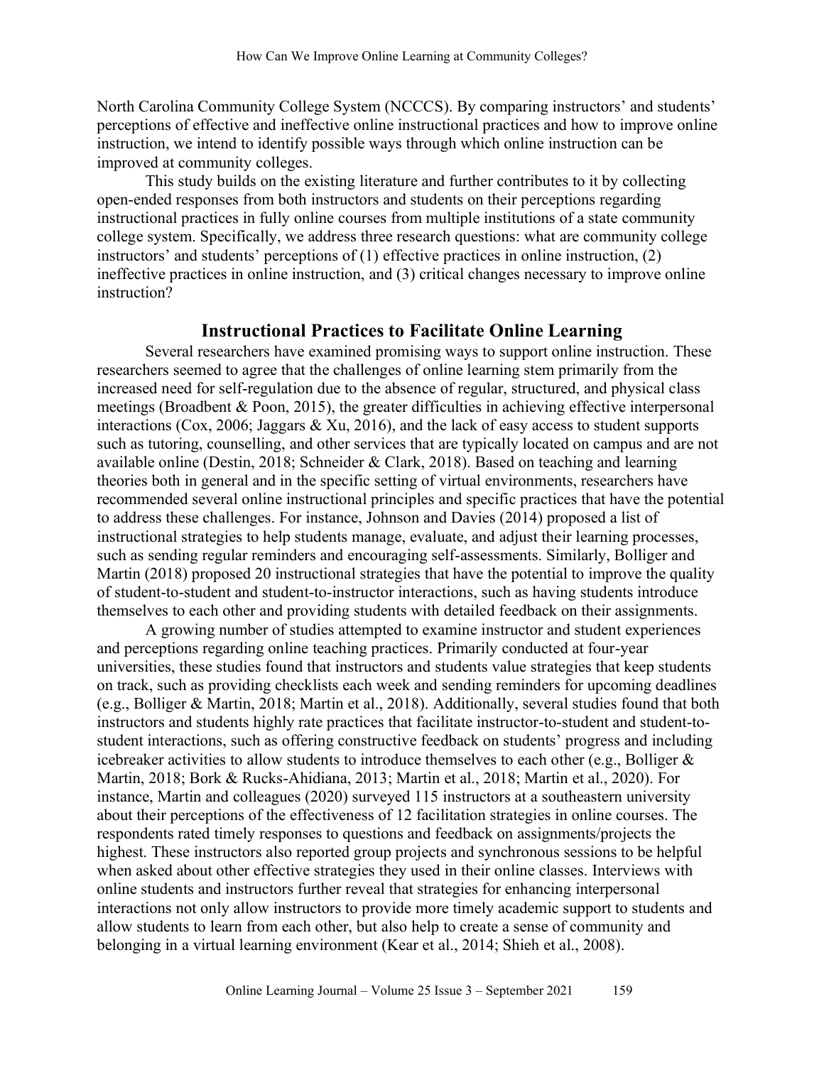North Carolina Community College System (NCCCS). By comparing instructors' and students' perceptions of effective and ineffective online instructional practices and how to improve online instruction, we intend to identify possible ways through which online instruction can be improved at community colleges.

This study builds on the existing literature and further contributes to it by collecting open-ended responses from both instructors and students on their perceptions regarding instructional practices in fully online courses from multiple institutions of a state community college system. Specifically, we address three research questions: what are community college instructors' and students' perceptions of (1) effective practices in online instruction, (2) ineffective practices in online instruction, and (3) critical changes necessary to improve online instruction?

## Instructional Practices to Facilitate Online Learning

Several researchers have examined promising ways to support online instruction. These researchers seemed to agree that the challenges of online learning stem primarily from the increased need for self-regulation due to the absence of regular, structured, and physical class meetings (Broadbent & Poon, 2015), the greater difficulties in achieving effective interpersonal interactions (Cox, 2006; Jaggars & Xu, 2016), and the lack of easy access to student supports such as tutoring, counselling, and other services that are typically located on campus and are not available online (Destin, 2018; Schneider & Clark, 2018). Based on teaching and learning theories both in general and in the specific setting of virtual environments, researchers have recommended several online instructional principles and specific practices that have the potential to address these challenges. For instance, Johnson and Davies (2014) proposed a list of instructional strategies to help students manage, evaluate, and adjust their learning processes, such as sending regular reminders and encouraging self-assessments. Similarly, Bolliger and Martin (2018) proposed 20 instructional strategies that have the potential to improve the quality of student-to-student and student-to-instructor interactions, such as having students introduce themselves to each other and providing students with detailed feedback on their assignments.

A growing number of studies attempted to examine instructor and student experiences and perceptions regarding online teaching practices. Primarily conducted at four-year universities, these studies found that instructors and students value strategies that keep students on track, such as providing checklists each week and sending reminders for upcoming deadlines (e.g., Bolliger & Martin, 2018; Martin et al., 2018). Additionally, several studies found that both instructors and students highly rate practices that facilitate instructor-to-student and student-to-student interactions, such as offering constructive feedback on students' progress and including icebreaker activities to allow students to introduce themselves to each other (e.g., Bolliger & Martin, 2018; Bork & Rucks-Ahidiana, 2013; Martin et al., 2018; Martin et al., 2020). For instance, Martin and colleagues (2020) surveyed 115 instructors at a southeastern university about their perceptions of the effectiveness of 12 facilitation strategies in online courses. The respondents rated timely responses to questions and feedback on assignments/projects the highest. These instructors also reported group projects and synchronous sessions to be helpful when asked about other effective strategies they used in their online classes. Interviews with online students and instructors further reveal that strategies for enhancing interpersonal interactions not only allow instructors to provide more timely academic support to students and allow students to learn from each other, but also help to create a sense of community and belonging in a virtual learning environment (Kear et al., 2014; Shieh et al., 2008).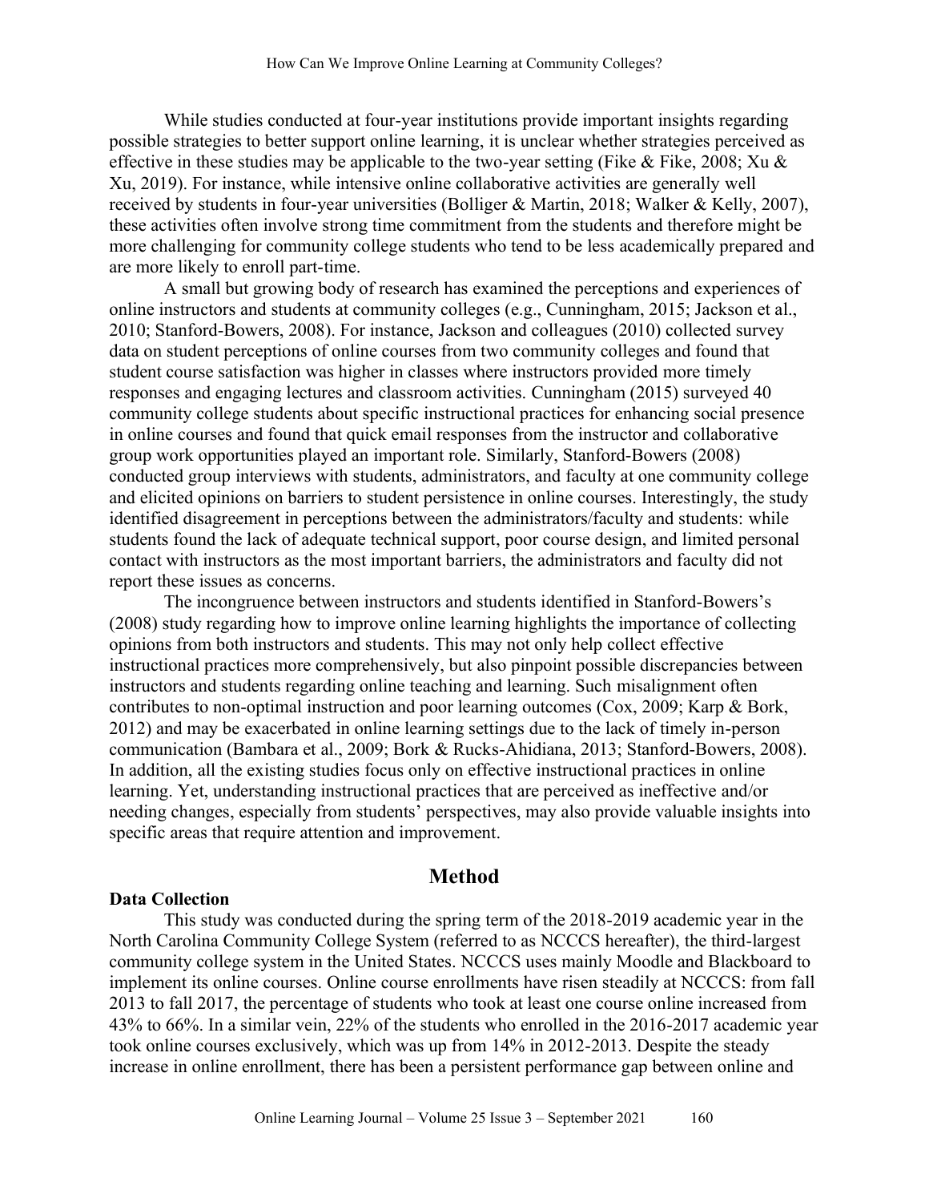While studies conducted at four-year institutions provide important insights regarding possible strategies to better support online learning, it is unclear whether strategies perceived as effective in these studies may be applicable to the two-year setting (Fike & Fike, 2008; Xu & Xu, 2019). For instance, while intensive online collaborative activities are generally well received by students in four-year universities (Bolliger & Martin, 2018; Walker & Kelly, 2007), these activities often involve strong time commitment from the students and therefore might be more challenging for community college students who tend to be less academically prepared and are more likely to enroll part-time.

A small but growing body of research has examined the perceptions and experiences of online instructors and students at community colleges (e.g., Cunningham, 2015; Jackson et al., 2010; Stanford-Bowers, 2008). For instance, Jackson and colleagues (2010) collected survey data on student perceptions of online courses from two community colleges and found that student course satisfaction was higher in classes where instructors provided more timely responses and engaging lectures and classroom activities. Cunningham (2015) surveyed 40 community college students about specific instructional practices for enhancing social presence in online courses and found that quick email responses from the instructor and collaborative group work opportunities played an important role. Similarly, Stanford-Bowers (2008) conducted group interviews with students, administrators, and faculty at one community college and elicited opinions on barriers to student persistence in online courses. Interestingly, the study identified disagreement in perceptions between the administrators/faculty and students: while students found the lack of adequate technical support, poor course design, and limited personal contact with instructors as the most important barriers, the administrators and faculty did not report these issues as concerns.

The incongruence between instructors and students identified in Stanford-Bowers's (2008) study regarding how to improve online learning highlights the importance of collecting opinions from both instructors and students. This may not only help collect effective instructional practices more comprehensively, but also pinpoint possible discrepancies between instructors and students regarding online teaching and learning. Such misalignment often contributes to non-optimal instruction and poor learning outcomes (Cox, 2009; Karp & Bork, 2012) and may be exacerbated in online learning settings due to the lack of timely in-person communication (Bambara et al., 2009; Bork & Rucks-Ahidiana, 2013; Stanford-Bowers, 2008). In addition, all the existing studies focus only on effective instructional practices in online learning. Yet, understanding instructional practices that are perceived as ineffective and/or needing changes, especially from students' perspectives, may also provide valuable insights into specific areas that require attention and improvement.

## Method

### Data Collection

This study was conducted during the spring term of the 2018-2019 academic year in the North Carolina Community College System (referred to as NCCCS hereafter), the third-largest community college system in the United States. NCCCS uses mainly Moodle and Blackboard to implement its online courses. Online course enrollments have risen steadily at NCCCS: from fall 2013 to fall 2017, the percentage of students who took at least one course online increased from 43% to 66%. In a similar vein, 22% of the students who enrolled in the 2016-2017 academic year took online courses exclusively, which was up from 14% in 2012-2013. Despite the steady increase in online enrollment, there has been a persistent performance gap between online and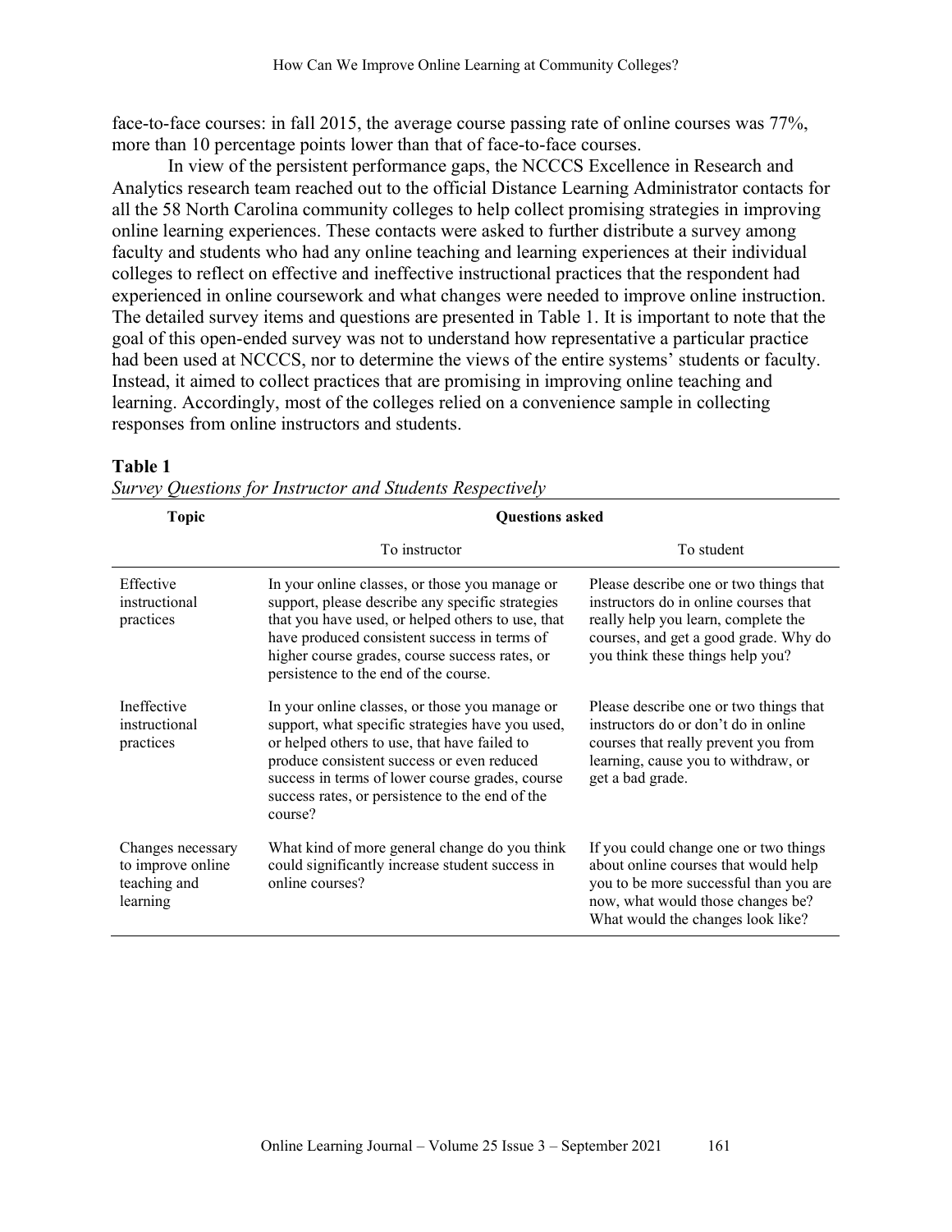face-to-face courses: in fall 2015, the average course passing rate of online courses was 77%, more than 10 percentage points lower than that of face-to-face courses.

In view of the persistent performance gaps, the NCCCS Excellence in Research and Analytics research team reached out to the official Distance Learning Administrator contacts for all the 58 North Carolina community colleges to help collect promising strategies in improving online learning experiences. These contacts were asked to further distribute a survey among faculty and students who had any online teaching and learning experiences at their individual colleges to reflect on effective and ineffective instructional practices that the respondent had experienced in online coursework and what changes were needed to improve online instruction. The detailed survey items and questions are presented in Table 1. It is important to note that the goal of this open-ended survey was not to understand how representative a particular practice had been used at NCCCS, nor to determine the views of the entire systems' students or faculty. Instead, it aimed to collect practices that are promising in improving online teaching and learning. Accordingly, most of the colleges relied on a convenience sample in collecting responses from online instructors and students.

**Table 1**

*Survey Questions for Instructor and Students Respectively*

| Topic | Questions asked | |
|---|---|---|
| | To instructor | To student |
| Effective instructional practices | In your online classes, or those you manage or support, please describe any specific strategies that you have used, or helped others to use, that have produced consistent success in terms of higher course grades, course success rates, or persistence to the end of the course. | Please describe one or two things that instructors do in online courses that really help you learn, complete the courses, and get a good grade. Why do you think these things help you? |
| Ineffective instructional practices | In your online classes, or those you manage or support, what specific strategies have you used, or helped others to use, that have failed to produce consistent success or even reduced success in terms of lower course grades, course success rates, or persistence to the end of the course? | Please describe one or two things that instructors do or don't do in online courses that really prevent you from learning, cause you to withdraw, or get a bad grade. |
| Changes necessary to improve online teaching and learning | What kind of more general change do you think could significantly increase student success in online courses? | If you could change one or two things about online courses that would help you to be more successful than you are now, what would those changes be? What would the changes look like? |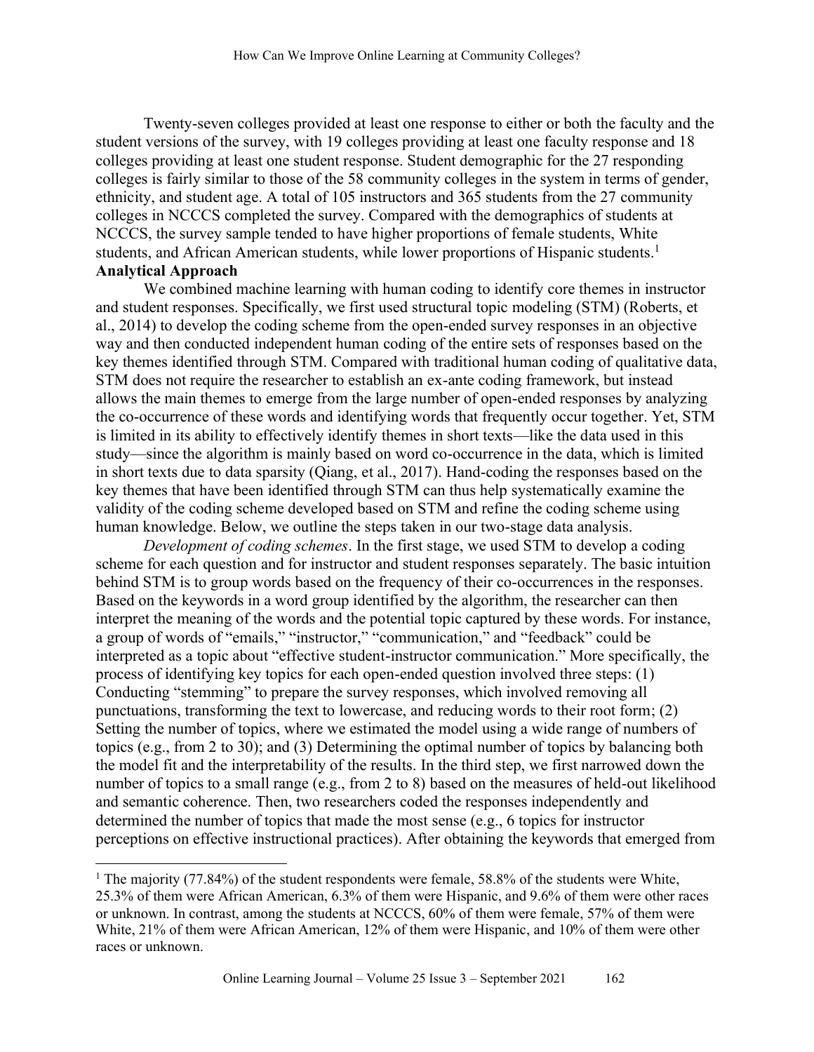Twenty-seven colleges provided at least one response to either or both the faculty and the student versions of the survey, with 19 colleges providing at least one faculty response and 18 colleges providing at least one student response. Student demographic for the 27 responding colleges is fairly similar to those of the 58 community colleges in the system in terms of gender, ethnicity, and student age. A total of 105 instructors and 365 students from the 27 community colleges in NCCCS completed the survey. Compared with the demographics of students at NCCCS, the survey sample tended to have higher proportions of female students, White students, and African American students, while lower proportions of Hispanic students.[1]

**Analytical Approach**

We combined machine learning with human coding to identify core themes in instructor and student responses. Specifically, we first used structural topic modeling (STM) (Roberts, et al., 2014) to develop the coding scheme from the open-ended survey responses in an objective way and then conducted independent human coding of the entire sets of responses based on the key themes identified through STM. Compared with traditional human coding of qualitative data, STM does not require the researcher to establish an ex-ante coding framework, but instead allows the main themes to emerge from the large number of open-ended responses by analyzing the co-occurrence of these words and identifying words that frequently occur together. Yet, STM is limited in its ability to effectively identify themes in short texts—like the data used in this study—since the algorithm is mainly based on word co-occurrence in the data, which is limited in short texts due to data sparsity (Qiang, et al., 2017). Hand-coding the responses based on the key themes that have been identified through STM can thus help systematically examine the validity of the coding scheme developed based on STM and refine the coding scheme using human knowledge. Below, we outline the steps taken in our two-stage data analysis.

*Development of coding schemes*. In the first stage, we used STM to develop a coding scheme for each question and for instructor and student responses separately. The basic intuition behind STM is to group words based on the frequency of their co-occurrences in the responses. Based on the keywords in a word group identified by the algorithm, the researcher can then interpret the meaning of the words and the potential topic captured by these words. For instance, a group of words of "emails," "instructor," "communication," and "feedback" could be interpreted as a topic about "effective student-instructor communication." More specifically, the process of identifying key topics for each open-ended question involved three steps: (1) Conducting "stemming" to prepare the survey responses, which involved removing all punctuations, transforming the text to lowercase, and reducing words to their root form; (2) Setting the number of topics, where we estimated the model using a wide range of numbers of topics (e.g., from 2 to 30); and (3) Determining the optimal number of topics by balancing both the model fit and the interpretability of the results. In the third step, we first narrowed down the number of topics to a small range (e.g., from 2 to 8) based on the measures of held-out likelihood and semantic coherence. Then, two researchers coded the responses independently and determined the number of topics that made the most sense (e.g., 6 topics for instructor perceptions on effective instructional practices). After obtaining the keywords that emerged from

[1] The majority (77.84%) of the student respondents were female, 58.8% of the students were White, 25.3% of them were African American, 6.3% of them were Hispanic, and 9.6% of them were other races or unknown. In contrast, among the students at NCCCS, 60% of them were female, 57% of them were White, 21% of them were African American, 12% of them were Hispanic, and 10% of them were other races or unknown.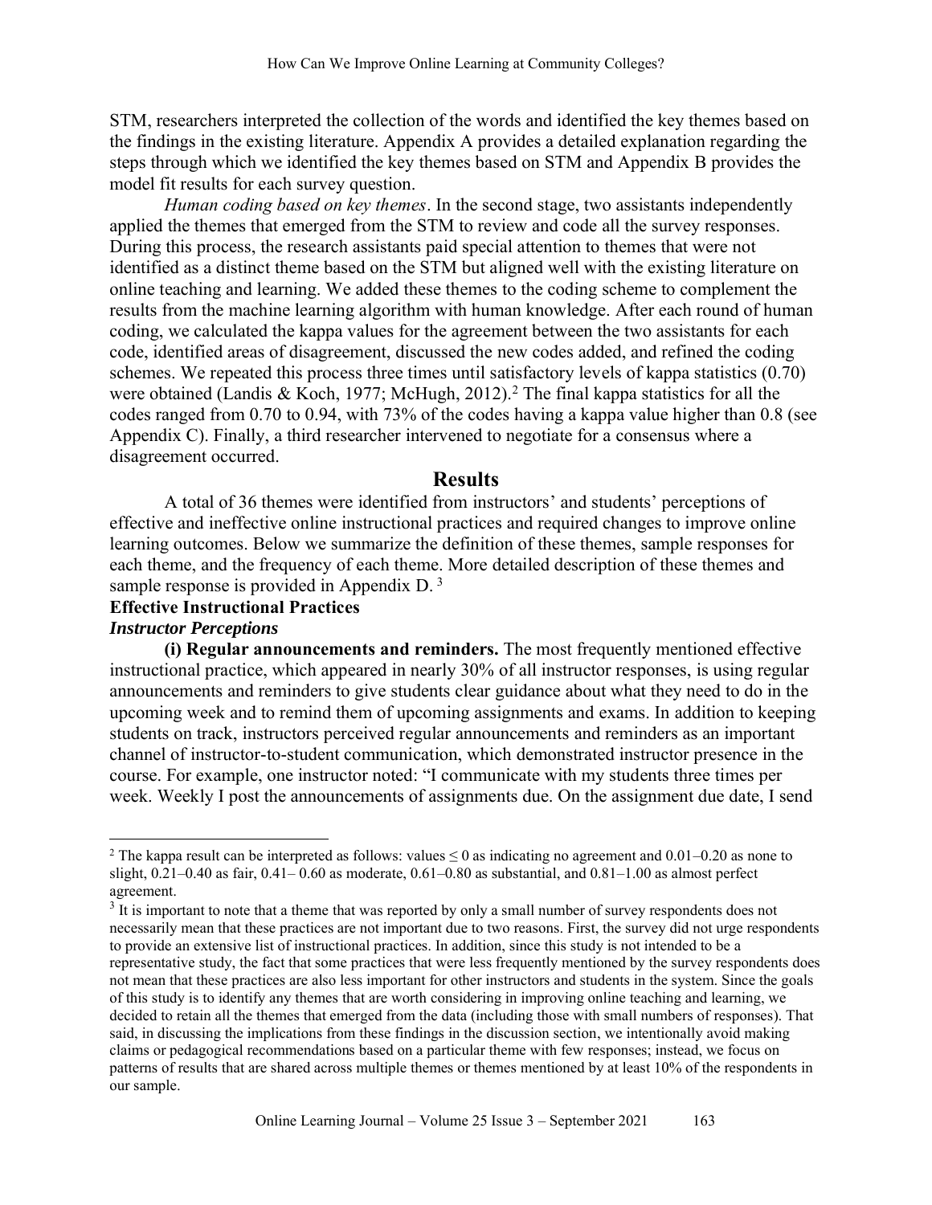STM, researchers interpreted the collection of the words and identified the key themes based on the findings in the existing literature. Appendix A provides a detailed explanation regarding the steps through which we identified the key themes based on STM and Appendix B provides the model fit results for each survey question.

*Human coding based on key themes*. In the second stage, two assistants independently applied the themes that emerged from the STM to review and code all the survey responses. During this process, the research assistants paid special attention to themes that were not identified as a distinct theme based on the STM but aligned well with the existing literature on online teaching and learning. We added these themes to the coding scheme to complement the results from the machine learning algorithm with human knowledge. After each round of human coding, we calculated the kappa values for the agreement between the two assistants for each code, identified areas of disagreement, discussed the new codes added, and refined the coding schemes. We repeated this process three times until satisfactory levels of kappa statistics (0.70) were obtained (Landis & Koch, 1977; McHugh, 2012).[2] The final kappa statistics for all the codes ranged from 0.70 to 0.94, with 73% of the codes having a kappa value higher than 0.8 (see Appendix C). Finally, a third researcher intervened to negotiate for a consensus where a disagreement occurred.

## Results

A total of 36 themes were identified from instructors' and students' perceptions of effective and ineffective online instructional practices and required changes to improve online learning outcomes. Below we summarize the definition of these themes, sample responses for each theme, and the frequency of each theme. More detailed description of these themes and sample response is provided in Appendix D.[3]

### Effective Instructional Practices

#### *Instructor Perceptions*

**(i) Regular announcements and reminders.** The most frequently mentioned effective instructional practice, which appeared in nearly 30% of all instructor responses, is using regular announcements and reminders to give students clear guidance about what they need to do in the upcoming week and to remind them of upcoming assignments and exams. In addition to keeping students on track, instructors perceived regular announcements and reminders as an important channel of instructor-to-student communication, which demonstrated instructor presence in the course. For example, one instructor noted: "I communicate with my students three times per week. Weekly I post the announcements of assignments due. On the assignment due date, I send

---

[2] The kappa result can be interpreted as follows: values ≤ 0 as indicating no agreement and 0.01–0.20 as none to slight, 0.21–0.40 as fair, 0.41– 0.60 as moderate, 0.61–0.80 as substantial, and 0.81–1.00 as almost perfect agreement.

[3] It is important to note that a theme that was reported by only a small number of survey respondents does not necessarily mean that these practices are not important due to two reasons. First, the survey did not urge respondents to provide an extensive list of instructional practices. In addition, since this study is not intended to be a representative study, the fact that some practices that were less frequently mentioned by the survey respondents does not mean that these practices are also less important for other instructors and students in the system. Since the goals of this study is to identify any themes that are worth considering in improving online teaching and learning, we decided to retain all the themes that emerged from the data (including those with small numbers of responses). That said, in discussing the implications from these findings in the discussion section, we intentionally avoid making claims or pedagogical recommendations based on a particular theme with few responses; instead, we focus on patterns of results that are shared across multiple themes or themes mentioned by at least 10% of the respondents in our sample.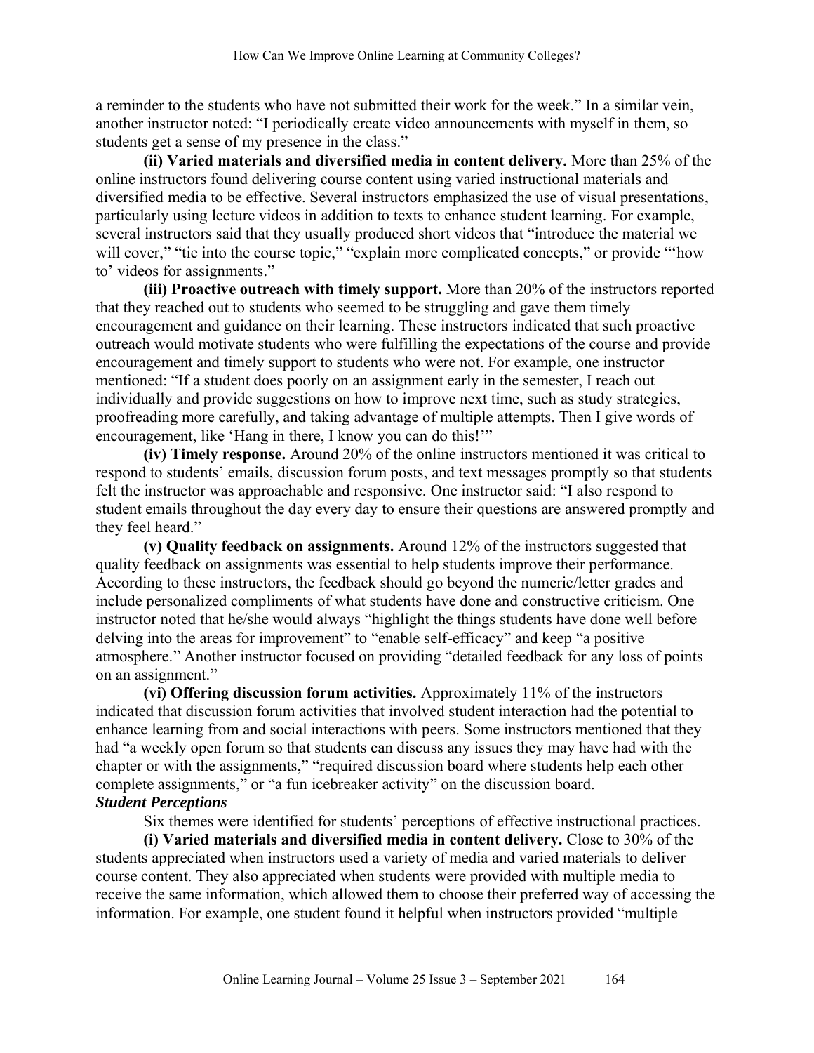a reminder to the students who have not submitted their work for the week." In a similar vein, another instructor noted: "I periodically create video announcements with myself in them, so students get a sense of my presence in the class."

**(ii) Varied materials and diversified media in content delivery.** More than 25% of the online instructors found delivering course content using varied instructional materials and diversified media to be effective. Several instructors emphasized the use of visual presentations, particularly using lecture videos in addition to texts to enhance student learning. For example, several instructors said that they usually produced short videos that "introduce the material we will cover," "tie into the course topic," "explain more complicated concepts," or provide "'how to' videos for assignments."

**(iii) Proactive outreach with timely support.** More than 20% of the instructors reported that they reached out to students who seemed to be struggling and gave them timely encouragement and guidance on their learning. These instructors indicated that such proactive outreach would motivate students who were fulfilling the expectations of the course and provide encouragement and timely support to students who were not. For example, one instructor mentioned: "If a student does poorly on an assignment early in the semester, I reach out individually and provide suggestions on how to improve next time, such as study strategies, proofreading more carefully, and taking advantage of multiple attempts. Then I give words of encouragement, like 'Hang in there, I know you can do this!'"

**(iv) Timely response.** Around 20% of the online instructors mentioned it was critical to respond to students' emails, discussion forum posts, and text messages promptly so that students felt the instructor was approachable and responsive. One instructor said: "I also respond to student emails throughout the day every day to ensure their questions are answered promptly and they feel heard."

**(v) Quality feedback on assignments.** Around 12% of the instructors suggested that quality feedback on assignments was essential to help students improve their performance. According to these instructors, the feedback should go beyond the numeric/letter grades and include personalized compliments of what students have done and constructive criticism. One instructor noted that he/she would always "highlight the things students have done well before delving into the areas for improvement" to "enable self-efficacy" and keep "a positive atmosphere." Another instructor focused on providing "detailed feedback for any loss of points on an assignment."

**(vi) Offering discussion forum activities.** Approximately 11% of the instructors indicated that discussion forum activities that involved student interaction had the potential to enhance learning from and social interactions with peers. Some instructors mentioned that they had "a weekly open forum so that students can discuss any issues they may have had with the chapter or with the assignments," "required discussion board where students help each other complete assignments," or "a fun icebreaker activity" on the discussion board.

***Student Perceptions***

Six themes were identified for students' perceptions of effective instructional practices.

**(i) Varied materials and diversified media in content delivery.** Close to 30% of the students appreciated when instructors used a variety of media and varied materials to deliver course content. They also appreciated when students were provided with multiple media to receive the same information, which allowed them to choose their preferred way of accessing the information. For example, one student found it helpful when instructors provided "multiple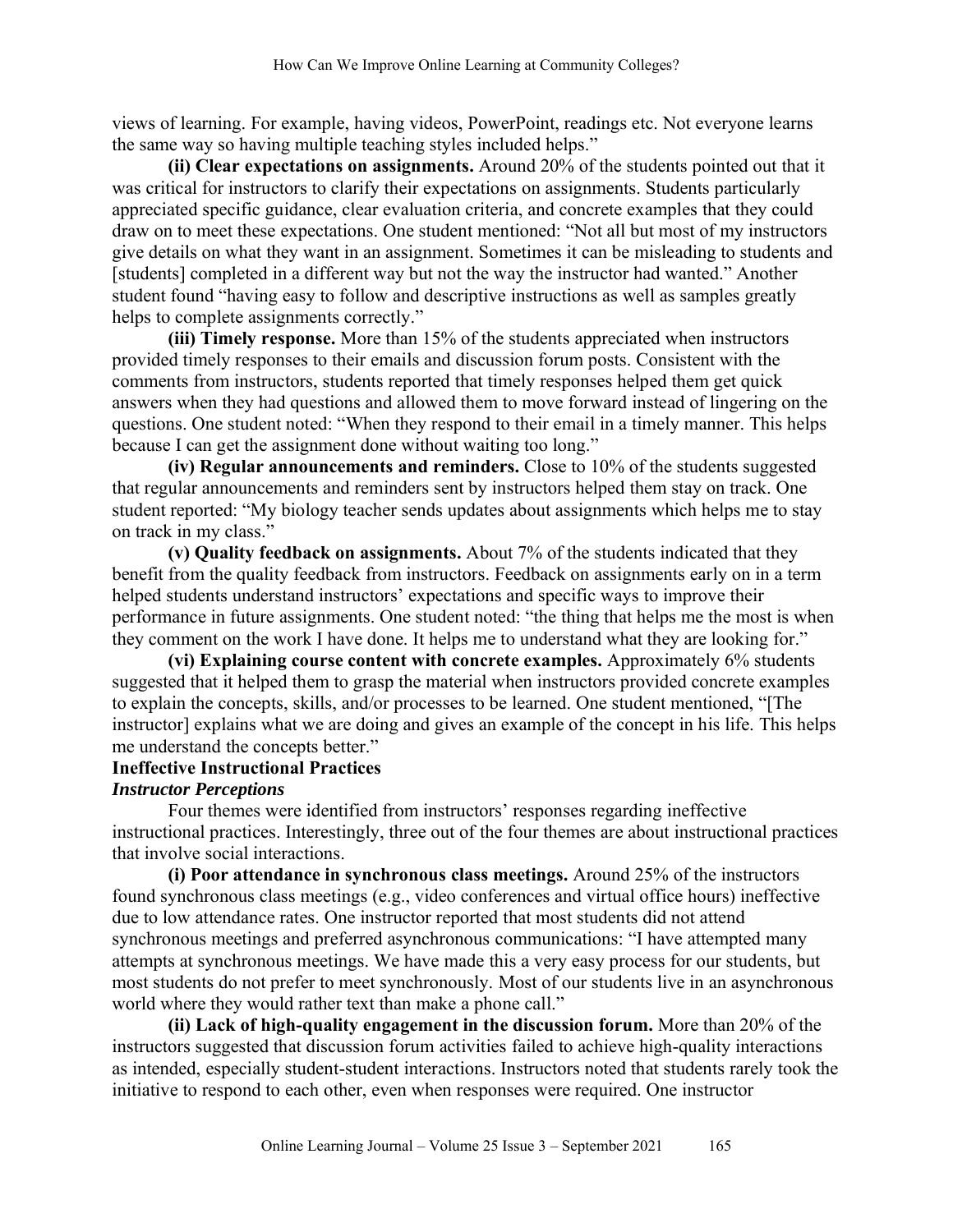views of learning. For example, having videos, PowerPoint, readings etc. Not everyone learns the same way so having multiple teaching styles included helps."

**(ii) Clear expectations on assignments.** Around 20% of the students pointed out that it was critical for instructors to clarify their expectations on assignments. Students particularly appreciated specific guidance, clear evaluation criteria, and concrete examples that they could draw on to meet these expectations. One student mentioned: "Not all but most of my instructors give details on what they want in an assignment. Sometimes it can be misleading to students and [students] completed in a different way but not the way the instructor had wanted." Another student found "having easy to follow and descriptive instructions as well as samples greatly helps to complete assignments correctly."

**(iii) Timely response.** More than 15% of the students appreciated when instructors provided timely responses to their emails and discussion forum posts. Consistent with the comments from instructors, students reported that timely responses helped them get quick answers when they had questions and allowed them to move forward instead of lingering on the questions. One student noted: "When they respond to their email in a timely manner. This helps because I can get the assignment done without waiting too long."

**(iv) Regular announcements and reminders.** Close to 10% of the students suggested that regular announcements and reminders sent by instructors helped them stay on track. One student reported: "My biology teacher sends updates about assignments which helps me to stay on track in my class."

**(v) Quality feedback on assignments.** About 7% of the students indicated that they benefit from the quality feedback from instructors. Feedback on assignments early on in a term helped students understand instructors' expectations and specific ways to improve their performance in future assignments. One student noted: "the thing that helps me the most is when they comment on the work I have done. It helps me to understand what they are looking for."

**(vi) Explaining course content with concrete examples.** Approximately 6% students suggested that it helped them to grasp the material when instructors provided concrete examples to explain the concepts, skills, and/or processes to be learned. One student mentioned, "[The instructor] explains what we are doing and gives an example of the concept in his life. This helps me understand the concepts better."

## Ineffective Instructional Practices

### *Instructor Perceptions*

Four themes were identified from instructors' responses regarding ineffective instructional practices. Interestingly, three out of the four themes are about instructional practices that involve social interactions.

**(i) Poor attendance in synchronous class meetings.** Around 25% of the instructors found synchronous class meetings (e.g., video conferences and virtual office hours) ineffective due to low attendance rates. One instructor reported that most students did not attend synchronous meetings and preferred asynchronous communications: "I have attempted many attempts at synchronous meetings. We have made this a very easy process for our students, but most students do not prefer to meet synchronously. Most of our students live in an asynchronous world where they would rather text than make a phone call."

**(ii) Lack of high-quality engagement in the discussion forum.** More than 20% of the instructors suggested that discussion forum activities failed to achieve high-quality interactions as intended, especially student-student interactions. Instructors noted that students rarely took the initiative to respond to each other, even when responses were required. One instructor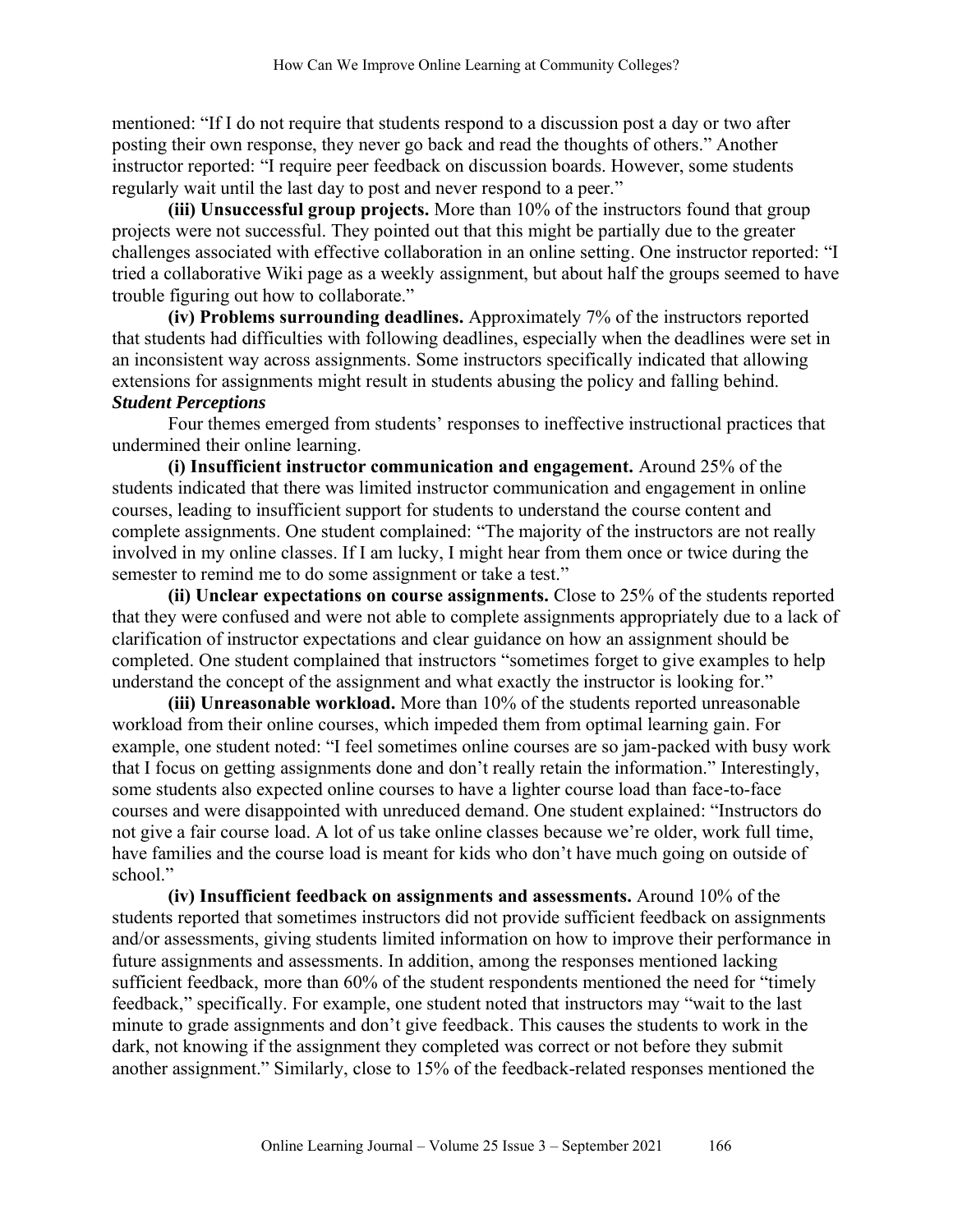mentioned: "If I do not require that students respond to a discussion post a day or two after posting their own response, they never go back and read the thoughts of others." Another instructor reported: "I require peer feedback on discussion boards. However, some students regularly wait until the last day to post and never respond to a peer."

**(iii) Unsuccessful group projects.** More than 10% of the instructors found that group projects were not successful. They pointed out that this might be partially due to the greater challenges associated with effective collaboration in an online setting. One instructor reported: "I tried a collaborative Wiki page as a weekly assignment, but about half the groups seemed to have trouble figuring out how to collaborate."

**(iv) Problems surrounding deadlines.** Approximately 7% of the instructors reported that students had difficulties with following deadlines, especially when the deadlines were set in an inconsistent way across assignments. Some instructors specifically indicated that allowing extensions for assignments might result in students abusing the policy and falling behind.

***Student Perceptions***

Four themes emerged from students' responses to ineffective instructional practices that undermined their online learning.

**(i) Insufficient instructor communication and engagement.** Around 25% of the students indicated that there was limited instructor communication and engagement in online courses, leading to insufficient support for students to understand the course content and complete assignments. One student complained: "The majority of the instructors are not really involved in my online classes. If I am lucky, I might hear from them once or twice during the semester to remind me to do some assignment or take a test."

**(ii) Unclear expectations on course assignments.** Close to 25% of the students reported that they were confused and were not able to complete assignments appropriately due to a lack of clarification of instructor expectations and clear guidance on how an assignment should be completed. One student complained that instructors "sometimes forget to give examples to help understand the concept of the assignment and what exactly the instructor is looking for."

**(iii) Unreasonable workload.** More than 10% of the students reported unreasonable workload from their online courses, which impeded them from optimal learning gain. For example, one student noted: "I feel sometimes online courses are so jam-packed with busy work that I focus on getting assignments done and don't really retain the information." Interestingly, some students also expected online courses to have a lighter course load than face-to-face courses and were disappointed with unreduced demand. One student explained: "Instructors do not give a fair course load. A lot of us take online classes because we're older, work full time, have families and the course load is meant for kids who don't have much going on outside of school."

**(iv) Insufficient feedback on assignments and assessments.** Around 10% of the students reported that sometimes instructors did not provide sufficient feedback on assignments and/or assessments, giving students limited information on how to improve their performance in future assignments and assessments. In addition, among the responses mentioned lacking sufficient feedback, more than 60% of the student respondents mentioned the need for "timely feedback," specifically. For example, one student noted that instructors may "wait to the last minute to grade assignments and don't give feedback. This causes the students to work in the dark, not knowing if the assignment they completed was correct or not before they submit another assignment." Similarly, close to 15% of the feedback-related responses mentioned the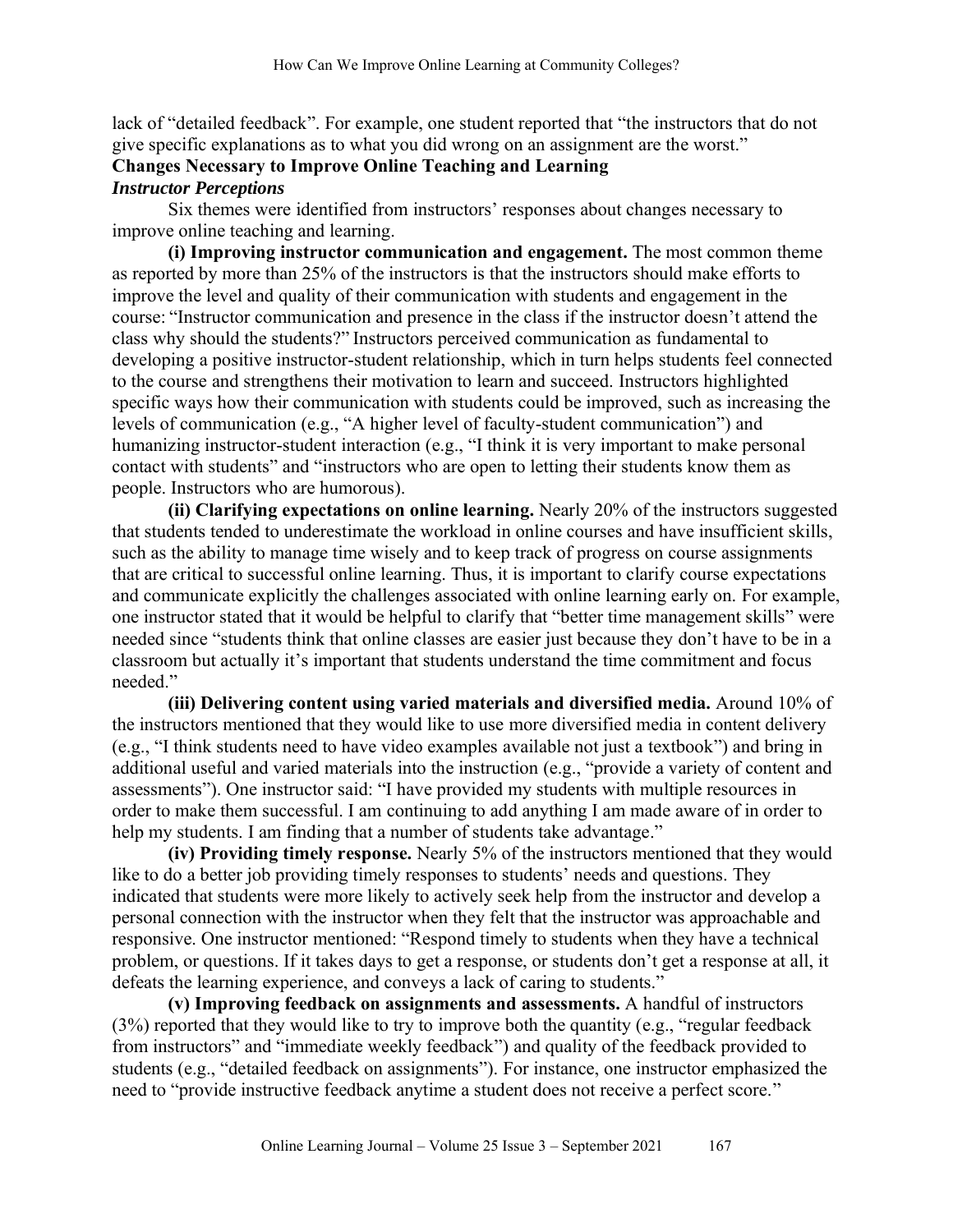lack of "detailed feedback". For example, one student reported that "the instructors that do not give specific explanations as to what you did wrong on an assignment are the worst."

## Changes Necessary to Improve Online Teaching and Learning

### *Instructor Perceptions*

Six themes were identified from instructors' responses about changes necessary to improve online teaching and learning.

**(i) Improving instructor communication and engagement.** The most common theme as reported by more than 25% of the instructors is that the instructors should make efforts to improve the level and quality of their communication with students and engagement in the course: "Instructor communication and presence in the class if the instructor doesn't attend the class why should the students?" Instructors perceived communication as fundamental to developing a positive instructor-student relationship, which in turn helps students feel connected to the course and strengthens their motivation to learn and succeed. Instructors highlighted specific ways how their communication with students could be improved, such as increasing the levels of communication (e.g., "A higher level of faculty-student communication") and humanizing instructor-student interaction (e.g., "I think it is very important to make personal contact with students" and "instructors who are open to letting their students know them as people. Instructors who are humorous).

**(ii) Clarifying expectations on online learning.** Nearly 20% of the instructors suggested that students tended to underestimate the workload in online courses and have insufficient skills, such as the ability to manage time wisely and to keep track of progress on course assignments that are critical to successful online learning. Thus, it is important to clarify course expectations and communicate explicitly the challenges associated with online learning early on. For example, one instructor stated that it would be helpful to clarify that "better time management skills" were needed since "students think that online classes are easier just because they don't have to be in a classroom but actually it's important that students understand the time commitment and focus needed."

**(iii) Delivering content using varied materials and diversified media.** Around 10% of the instructors mentioned that they would like to use more diversified media in content delivery (e.g., "I think students need to have video examples available not just a textbook") and bring in additional useful and varied materials into the instruction (e.g., "provide a variety of content and assessments"). One instructor said: "I have provided my students with multiple resources in order to make them successful. I am continuing to add anything I am made aware of in order to help my students. I am finding that a number of students take advantage."

**(iv) Providing timely response.** Nearly 5% of the instructors mentioned that they would like to do a better job providing timely responses to students' needs and questions. They indicated that students were more likely to actively seek help from the instructor and develop a personal connection with the instructor when they felt that the instructor was approachable and responsive. One instructor mentioned: "Respond timely to students when they have a technical problem, or questions. If it takes days to get a response, or students don't get a response at all, it defeats the learning experience, and conveys a lack of caring to students."

**(v) Improving feedback on assignments and assessments.** A handful of instructors (3%) reported that they would like to try to improve both the quantity (e.g., "regular feedback from instructors" and "immediate weekly feedback") and quality of the feedback provided to students (e.g., "detailed feedback on assignments"). For instance, one instructor emphasized the need to "provide instructive feedback anytime a student does not receive a perfect score."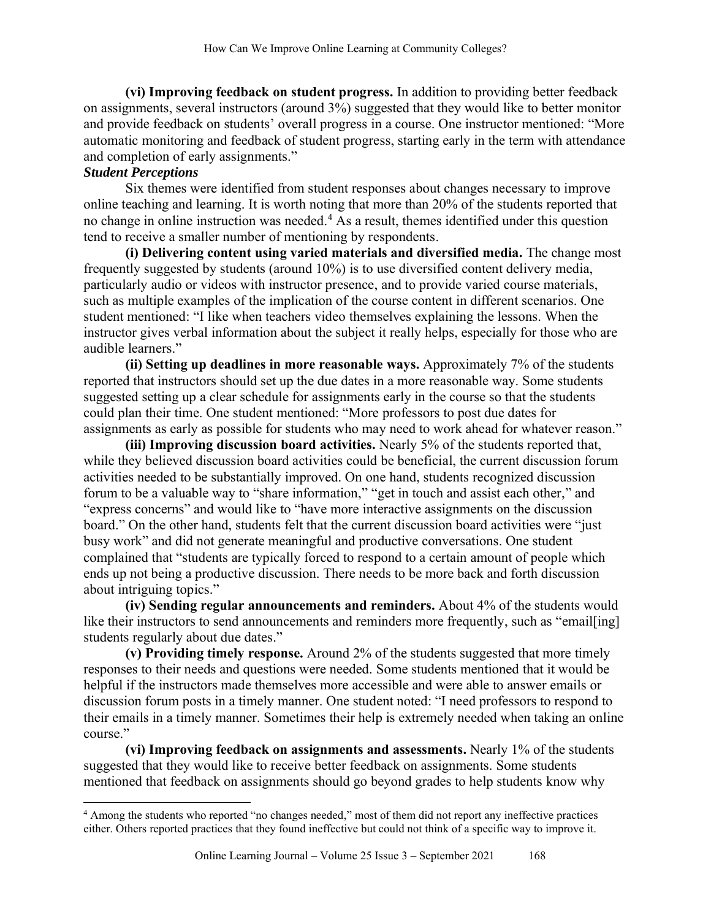**(vi) Improving feedback on student progress.** In addition to providing better feedback on assignments, several instructors (around 3%) suggested that they would like to better monitor and provide feedback on students' overall progress in a course. One instructor mentioned: "More automatic monitoring and feedback of student progress, starting early in the term with attendance and completion of early assignments."

***Student Perceptions***

Six themes were identified from student responses about changes necessary to improve online teaching and learning. It is worth noting that more than 20% of the students reported that no change in online instruction was needed.[4] As a result, themes identified under this question tend to receive a smaller number of mentioning by respondents.

**(i) Delivering content using varied materials and diversified media.** The change most frequently suggested by students (around 10%) is to use diversified content delivery media, particularly audio or videos with instructor presence, and to provide varied course materials, such as multiple examples of the implication of the course content in different scenarios. One student mentioned: "I like when teachers video themselves explaining the lessons. When the instructor gives verbal information about the subject it really helps, especially for those who are audible learners."

**(ii) Setting up deadlines in more reasonable ways.** Approximately 7% of the students reported that instructors should set up the due dates in a more reasonable way. Some students suggested setting up a clear schedule for assignments early in the course so that the students could plan their time. One student mentioned: "More professors to post due dates for assignments as early as possible for students who may need to work ahead for whatever reason."

**(iii) Improving discussion board activities.** Nearly 5% of the students reported that, while they believed discussion board activities could be beneficial, the current discussion forum activities needed to be substantially improved. On one hand, students recognized discussion forum to be a valuable way to "share information," "get in touch and assist each other," and "express concerns" and would like to "have more interactive assignments on the discussion board." On the other hand, students felt that the current discussion board activities were "just busy work" and did not generate meaningful and productive conversations. One student complained that "students are typically forced to respond to a certain amount of people which ends up not being a productive discussion. There needs to be more back and forth discussion about intriguing topics."

**(iv) Sending regular announcements and reminders.** About 4% of the students would like their instructors to send announcements and reminders more frequently, such as "email[ing] students regularly about due dates."

**(v) Providing timely response.** Around 2% of the students suggested that more timely responses to their needs and questions were needed. Some students mentioned that it would be helpful if the instructors made themselves more accessible and were able to answer emails or discussion forum posts in a timely manner. One student noted: "I need professors to respond to their emails in a timely manner. Sometimes their help is extremely needed when taking an online course."

**(vi) Improving feedback on assignments and assessments.** Nearly 1% of the students suggested that they would like to receive better feedback on assignments. Some students mentioned that feedback on assignments should go beyond grades to help students know why

[4] Among the students who reported "no changes needed," most of them did not report any ineffective practices either. Others reported practices that they found ineffective but could not think of a specific way to improve it.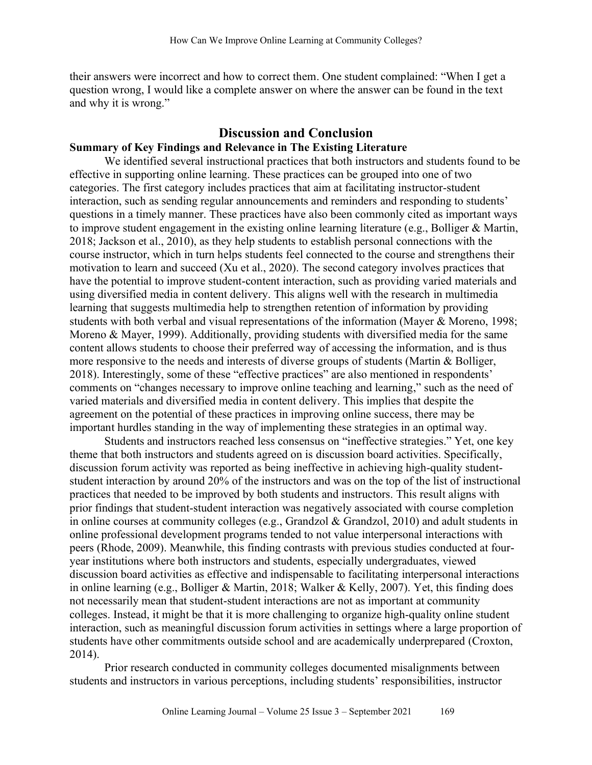their answers were incorrect and how to correct them. One student complained: "When I get a question wrong, I would like a complete answer on where the answer can be found in the text and why it is wrong."

## Discussion and Conclusion

### Summary of Key Findings and Relevance in The Existing Literature

We identified several instructional practices that both instructors and students found to be effective in supporting online learning. These practices can be grouped into one of two categories. The first category includes practices that aim at facilitating instructor-student interaction, such as sending regular announcements and reminders and responding to students' questions in a timely manner. These practices have also been commonly cited as important ways to improve student engagement in the existing online learning literature (e.g., Bolliger & Martin, 2018; Jackson et al., 2010), as they help students to establish personal connections with the course instructor, which in turn helps students feel connected to the course and strengthens their motivation to learn and succeed (Xu et al., 2020). The second category involves practices that have the potential to improve student-content interaction, such as providing varied materials and using diversified media in content delivery. This aligns well with the research in multimedia learning that suggests multimedia help to strengthen retention of information by providing students with both verbal and visual representations of the information (Mayer & Moreno, 1998; Moreno & Mayer, 1999). Additionally, providing students with diversified media for the same content allows students to choose their preferred way of accessing the information, and is thus more responsive to the needs and interests of diverse groups of students (Martin & Bolliger, 2018). Interestingly, some of these "effective practices" are also mentioned in respondents' comments on "changes necessary to improve online teaching and learning," such as the need of varied materials and diversified media in content delivery. This implies that despite the agreement on the potential of these practices in improving online success, there may be important hurdles standing in the way of implementing these strategies in an optimal way.

Students and instructors reached less consensus on "ineffective strategies." Yet, one key theme that both instructors and students agreed on is discussion board activities. Specifically, discussion forum activity was reported as being ineffective in achieving high-quality student-student interaction by around 20% of the instructors and was on the top of the list of instructional practices that needed to be improved by both students and instructors. This result aligns with prior findings that student-student interaction was negatively associated with course completion in online courses at community colleges (e.g., Grandzol & Grandzol, 2010) and adult students in online professional development programs tended to not value interpersonal interactions with peers (Rhode, 2009). Meanwhile, this finding contrasts with previous studies conducted at four-year institutions where both instructors and students, especially undergraduates, viewed discussion board activities as effective and indispensable to facilitating interpersonal interactions in online learning (e.g., Bolliger & Martin, 2018; Walker & Kelly, 2007). Yet, this finding does not necessarily mean that student-student interactions are not as important at community colleges. Instead, it might be that it is more challenging to organize high-quality online student interaction, such as meaningful discussion forum activities in settings where a large proportion of students have other commitments outside school and are academically underprepared (Croxton, 2014).

Prior research conducted in community colleges documented misalignments between students and instructors in various perceptions, including students' responsibilities, instructor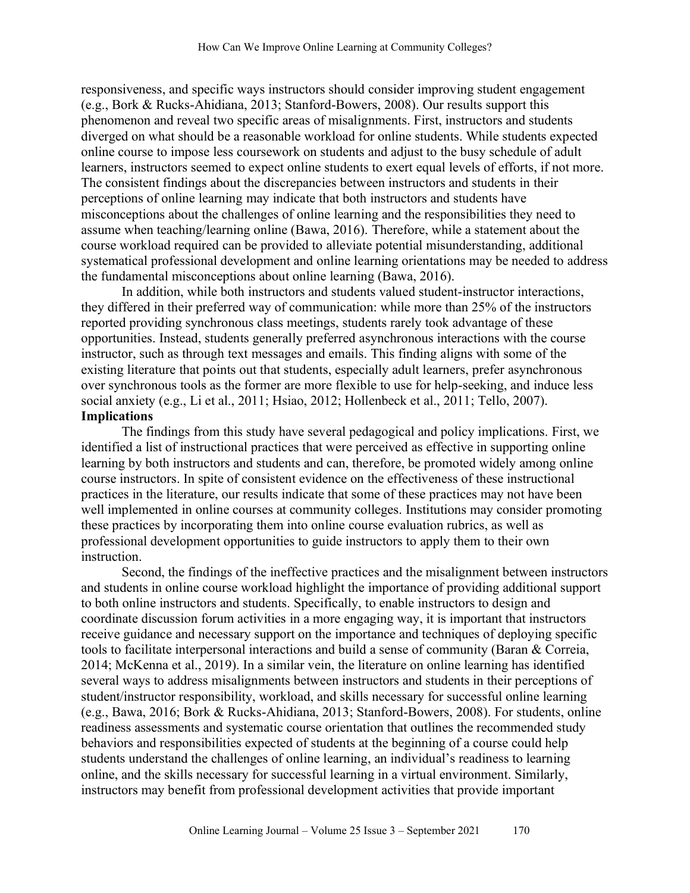responsiveness, and specific ways instructors should consider improving student engagement (e.g., Bork & Rucks-Ahidiana, 2013; Stanford-Bowers, 2008). Our results support this phenomenon and reveal two specific areas of misalignments. First, instructors and students diverged on what should be a reasonable workload for online students. While students expected online course to impose less coursework on students and adjust to the busy schedule of adult learners, instructors seemed to expect online students to exert equal levels of efforts, if not more. The consistent findings about the discrepancies between instructors and students in their perceptions of online learning may indicate that both instructors and students have misconceptions about the challenges of online learning and the responsibilities they need to assume when teaching/learning online (Bawa, 2016). Therefore, while a statement about the course workload required can be provided to alleviate potential misunderstanding, additional systematical professional development and online learning orientations may be needed to address the fundamental misconceptions about online learning (Bawa, 2016).

In addition, while both instructors and students valued student-instructor interactions, they differed in their preferred way of communication: while more than 25% of the instructors reported providing synchronous class meetings, students rarely took advantage of these opportunities. Instead, students generally preferred asynchronous interactions with the course instructor, such as through text messages and emails. This finding aligns with some of the existing literature that points out that students, especially adult learners, prefer asynchronous over synchronous tools as the former are more flexible to use for help-seeking, and induce less social anxiety (e.g., Li et al., 2011; Hsiao, 2012; Hollenbeck et al., 2011; Tello, 2007).

**Implications**

The findings from this study have several pedagogical and policy implications. First, we identified a list of instructional practices that were perceived as effective in supporting online learning by both instructors and students and can, therefore, be promoted widely among online course instructors. In spite of consistent evidence on the effectiveness of these instructional practices in the literature, our results indicate that some of these practices may not have been well implemented in online courses at community colleges. Institutions may consider promoting these practices by incorporating them into online course evaluation rubrics, as well as professional development opportunities to guide instructors to apply them to their own instruction.

Second, the findings of the ineffective practices and the misalignment between instructors and students in online course workload highlight the importance of providing additional support to both online instructors and students. Specifically, to enable instructors to design and coordinate discussion forum activities in a more engaging way, it is important that instructors receive guidance and necessary support on the importance and techniques of deploying specific tools to facilitate interpersonal interactions and build a sense of community (Baran & Correia, 2014; McKenna et al., 2019). In a similar vein, the literature on online learning has identified several ways to address misalignments between instructors and students in their perceptions of student/instructor responsibility, workload, and skills necessary for successful online learning (e.g., Bawa, 2016; Bork & Rucks-Ahidiana, 2013; Stanford-Bowers, 2008). For students, online readiness assessments and systematic course orientation that outlines the recommended study behaviors and responsibilities expected of students at the beginning of a course could help students understand the challenges of online learning, an individual's readiness to learning online, and the skills necessary for successful learning in a virtual environment. Similarly, instructors may benefit from professional development activities that provide important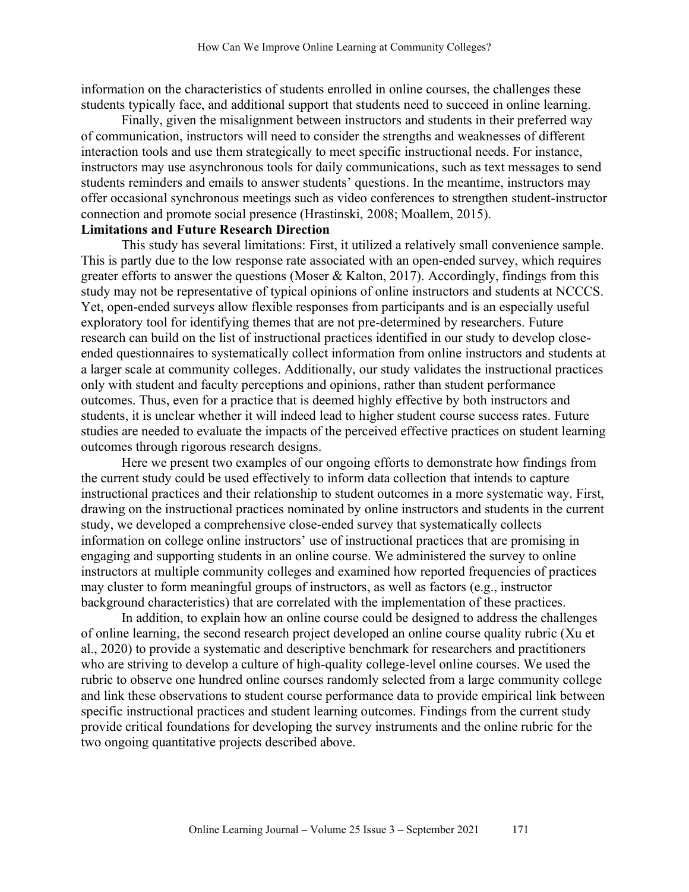information on the characteristics of students enrolled in online courses, the challenges these students typically face, and additional support that students need to succeed in online learning.

Finally, given the misalignment between instructors and students in their preferred way of communication, instructors will need to consider the strengths and weaknesses of different interaction tools and use them strategically to meet specific instructional needs. For instance, instructors may use asynchronous tools for daily communications, such as text messages to send students reminders and emails to answer students' questions. In the meantime, instructors may offer occasional synchronous meetings such as video conferences to strengthen student-instructor connection and promote social presence (Hrastinski, 2008; Moallem, 2015).

**Limitations and Future Research Direction**

This study has several limitations: First, it utilized a relatively small convenience sample. This is partly due to the low response rate associated with an open-ended survey, which requires greater efforts to answer the questions (Moser & Kalton, 2017). Accordingly, findings from this study may not be representative of typical opinions of online instructors and students at NCCCS. Yet, open-ended surveys allow flexible responses from participants and is an especially useful exploratory tool for identifying themes that are not pre-determined by researchers. Future research can build on the list of instructional practices identified in our study to develop close-ended questionnaires to systematically collect information from online instructors and students at a larger scale at community colleges. Additionally, our study validates the instructional practices only with student and faculty perceptions and opinions, rather than student performance outcomes. Thus, even for a practice that is deemed highly effective by both instructors and students, it is unclear whether it will indeed lead to higher student course success rates. Future studies are needed to evaluate the impacts of the perceived effective practices on student learning outcomes through rigorous research designs.

Here we present two examples of our ongoing efforts to demonstrate how findings from the current study could be used effectively to inform data collection that intends to capture instructional practices and their relationship to student outcomes in a more systematic way. First, drawing on the instructional practices nominated by online instructors and students in the current study, we developed a comprehensive close-ended survey that systematically collects information on college online instructors' use of instructional practices that are promising in engaging and supporting students in an online course. We administered the survey to online instructors at multiple community colleges and examined how reported frequencies of practices may cluster to form meaningful groups of instructors, as well as factors (e.g., instructor background characteristics) that are correlated with the implementation of these practices.

In addition, to explain how an online course could be designed to address the challenges of online learning, the second research project developed an online course quality rubric (Xu et al., 2020) to provide a systematic and descriptive benchmark for researchers and practitioners who are striving to develop a culture of high-quality college-level online courses. We used the rubric to observe one hundred online courses randomly selected from a large community college and link these observations to student course performance data to provide empirical link between specific instructional practices and student learning outcomes. Findings from the current study provide critical foundations for developing the survey instruments and the online rubric for the two ongoing quantitative projects described above.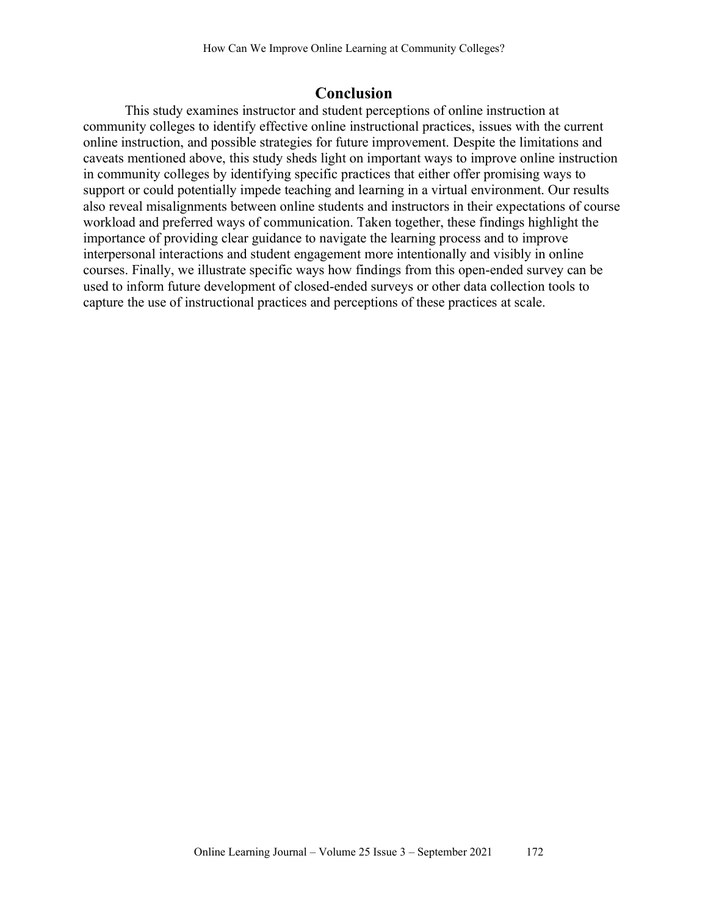## Conclusion

This study examines instructor and student perceptions of online instruction at community colleges to identify effective online instructional practices, issues with the current online instruction, and possible strategies for future improvement. Despite the limitations and caveats mentioned above, this study sheds light on important ways to improve online instruction in community colleges by identifying specific practices that either offer promising ways to support or could potentially impede teaching and learning in a virtual environment. Our results also reveal misalignments between online students and instructors in their expectations of course workload and preferred ways of communication. Taken together, these findings highlight the importance of providing clear guidance to navigate the learning process and to improve interpersonal interactions and student engagement more intentionally and visibly in online courses. Finally, we illustrate specific ways how findings from this open-ended survey can be used to inform future development of closed-ended surveys or other data collection tools to capture the use of instructional practices and perceptions of these practices at scale.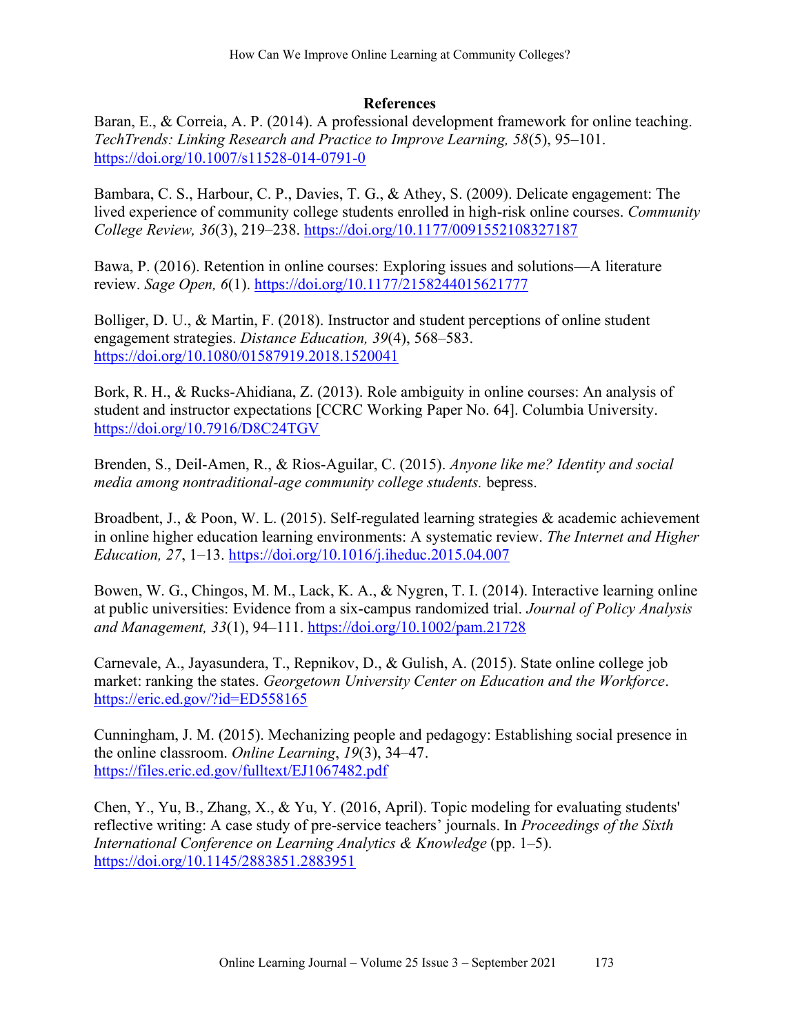## References

Baran, E., & Correia, A. P. (2014). A professional development framework for online teaching. *TechTrends: Linking Research and Practice to Improve Learning, 58*(5), 95–101. https://doi.org/10.1007/s11528-014-0791-0

Bambara, C. S., Harbour, C. P., Davies, T. G., & Athey, S. (2009). Delicate engagement: The lived experience of community college students enrolled in high-risk online courses. *Community College Review, 36*(3), 219–238. https://doi.org/10.1177/0091552108327187

Bawa, P. (2016). Retention in online courses: Exploring issues and solutions—A literature review. *Sage Open, 6*(1). https://doi.org/10.1177/2158244015621777

Bolliger, D. U., & Martin, F. (2018). Instructor and student perceptions of online student engagement strategies. *Distance Education, 39*(4), 568–583. https://doi.org/10.1080/01587919.2018.1520041

Bork, R. H., & Rucks-Ahidiana, Z. (2013). Role ambiguity in online courses: An analysis of student and instructor expectations [CCRC Working Paper No. 64]. Columbia University. https://doi.org/10.7916/D8C24TGV

Brenden, S., Deil-Amen, R., & Rios-Aguilar, C. (2015). *Anyone like me? Identity and social media among nontraditional-age community college students.* bepress.

Broadbent, J., & Poon, W. L. (2015). Self-regulated learning strategies & academic achievement in online higher education learning environments: A systematic review. *The Internet and Higher Education, 27*, 1–13. https://doi.org/10.1016/j.iheduc.2015.04.007

Bowen, W. G., Chingos, M. M., Lack, K. A., & Nygren, T. I. (2014). Interactive learning online at public universities: Evidence from a six-campus randomized trial. *Journal of Policy Analysis and Management, 33*(1), 94–111. https://doi.org/10.1002/pam.21728

Carnevale, A., Jayasundera, T., Repnikov, D., & Gulish, A. (2015). State online college job market: ranking the states. *Georgetown University Center on Education and the Workforce*. https://eric.ed.gov/?id=ED558165

Cunningham, J. M. (2015). Mechanizing people and pedagogy: Establishing social presence in the online classroom. *Online Learning*, *19*(3), 34–47. https://files.eric.ed.gov/fulltext/EJ1067482.pdf

Chen, Y., Yu, B., Zhang, X., & Yu, Y. (2016, April). Topic modeling for evaluating students' reflective writing: A case study of pre-service teachers' journals. In *Proceedings of the Sixth International Conference on Learning Analytics & Knowledge* (pp. 1–5). https://doi.org/10.1145/2883851.2883951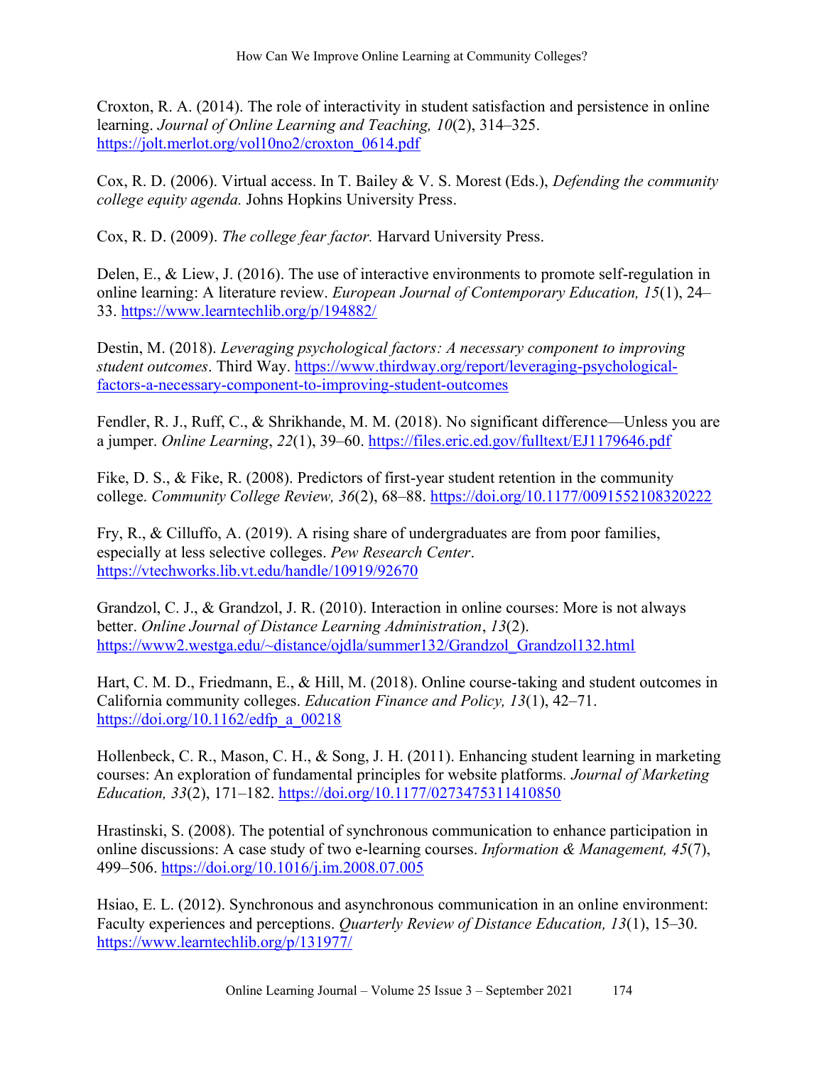Croxton, R. A. (2014). The role of interactivity in student satisfaction and persistence in online learning. *Journal of Online Learning and Teaching, 10*(2), 314–325. https://jolt.merlot.org/vol10no2/croxton_0614.pdf

Cox, R. D. (2006). Virtual access. In T. Bailey & V. S. Morest (Eds.), *Defending the community college equity agenda.* Johns Hopkins University Press.

Cox, R. D. (2009). *The college fear factor.* Harvard University Press.

Delen, E., & Liew, J. (2016). The use of interactive environments to promote self-regulation in online learning: A literature review. *European Journal of Contemporary Education, 15*(1), 24–33. https://www.learntechlib.org/p/194882/

Destin, M. (2018). *Leveraging psychological factors: A necessary component to improving student outcomes*. Third Way. https://www.thirdway.org/report/leveraging-psychological-factors-a-necessary-component-to-improving-student-outcomes

Fendler, R. J., Ruff, C., & Shrikhande, M. M. (2018). No significant difference—Unless you are a jumper. *Online Learning*, *22*(1), 39–60. https://files.eric.ed.gov/fulltext/EJ1179646.pdf

Fike, D. S., & Fike, R. (2008). Predictors of first-year student retention in the community college. *Community College Review, 36*(2), 68–88. https://doi.org/10.1177/0091552108320222

Fry, R., & Cilluffo, A. (2019). A rising share of undergraduates are from poor families, especially at less selective colleges. *Pew Research Center*. https://vtechworks.lib.vt.edu/handle/10919/92670

Grandzol, C. J., & Grandzol, J. R. (2010). Interaction in online courses: More is not always better. *Online Journal of Distance Learning Administration*, *13*(2). https://www2.westga.edu/~distance/ojdla/summer132/Grandzol_Grandzol132.html

Hart, C. M. D., Friedmann, E., & Hill, M. (2018). Online course-taking and student outcomes in California community colleges. *Education Finance and Policy, 13*(1), 42–71. https://doi.org/10.1162/edfp_a_00218

Hollenbeck, C. R., Mason, C. H., & Song, J. H. (2011). Enhancing student learning in marketing courses: An exploration of fundamental principles for website platforms. *Journal of Marketing Education, 33*(2), 171–182. https://doi.org/10.1177/0273475311410850

Hrastinski, S. (2008). The potential of synchronous communication to enhance participation in online discussions: A case study of two e-learning courses. *Information & Management, 45*(7), 499–506. https://doi.org/10.1016/j.im.2008.07.005

Hsiao, E. L. (2012). Synchronous and asynchronous communication in an online environment: Faculty experiences and perceptions. *Quarterly Review of Distance Education, 13*(1), 15–30. https://www.learntechlib.org/p/131977/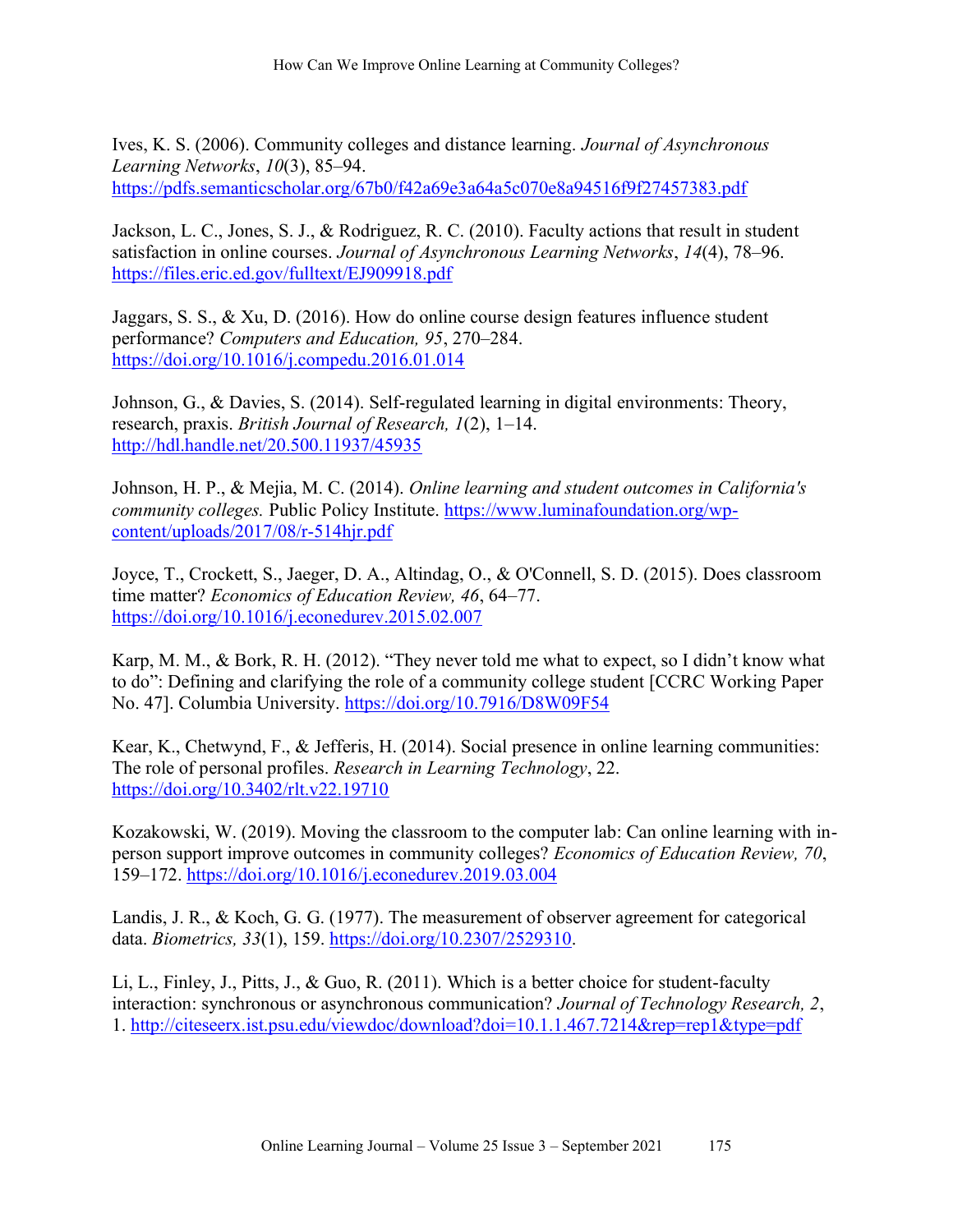Ives, K. S. (2006). Community colleges and distance learning. *Journal of Asynchronous Learning Networks*, *10*(3), 85–94. https://pdfs.semanticscholar.org/67b0/f42a69e3a64a5c070e8a94516f9f27457383.pdf

Jackson, L. C., Jones, S. J., & Rodriguez, R. C. (2010). Faculty actions that result in student satisfaction in online courses. *Journal of Asynchronous Learning Networks*, *14*(4), 78–96. https://files.eric.ed.gov/fulltext/EJ909918.pdf

Jaggars, S. S., & Xu, D. (2016). How do online course design features influence student performance? *Computers and Education, 95*, 270–284. https://doi.org/10.1016/j.compedu.2016.01.014

Johnson, G., & Davies, S. (2014). Self-regulated learning in digital environments: Theory, research, praxis. *British Journal of Research, 1*(2), 1–14. http://hdl.handle.net/20.500.11937/45935

Johnson, H. P., & Mejia, M. C. (2014). *Online learning and student outcomes in California's community colleges.* Public Policy Institute. https://www.luminafoundation.org/wp-content/uploads/2017/08/r-514hjr.pdf

Joyce, T., Crockett, S., Jaeger, D. A., Altindag, O., & O'Connell, S. D. (2015). Does classroom time matter? *Economics of Education Review, 46*, 64–77. https://doi.org/10.1016/j.econedurev.2015.02.007

Karp, M. M., & Bork, R. H. (2012). “They never told me what to expect, so I didn’t know what to do”: Defining and clarifying the role of a community college student [CCRC Working Paper No. 47]. Columbia University. https://doi.org/10.7916/D8W09F54

Kear, K., Chetwynd, F., & Jefferis, H. (2014). Social presence in online learning communities: The role of personal profiles. *Research in Learning Technology*, 22. https://doi.org/10.3402/rlt.v22.19710

Kozakowski, W. (2019). Moving the classroom to the computer lab: Can online learning with in-person support improve outcomes in community colleges? *Economics of Education Review, 70*, 159–172. https://doi.org/10.1016/j.econedurev.2019.03.004

Landis, J. R., & Koch, G. G. (1977). The measurement of observer agreement for categorical data. *Biometrics, 33*(1), 159. https://doi.org/10.2307/2529310.

Li, L., Finley, J., Pitts, J., & Guo, R. (2011). Which is a better choice for student-faculty interaction: synchronous or asynchronous communication? *Journal of Technology Research, 2*, 1. http://citeseerx.ist.psu.edu/viewdoc/download?doi=10.1.1.467.7214&rep=rep1&type=pdf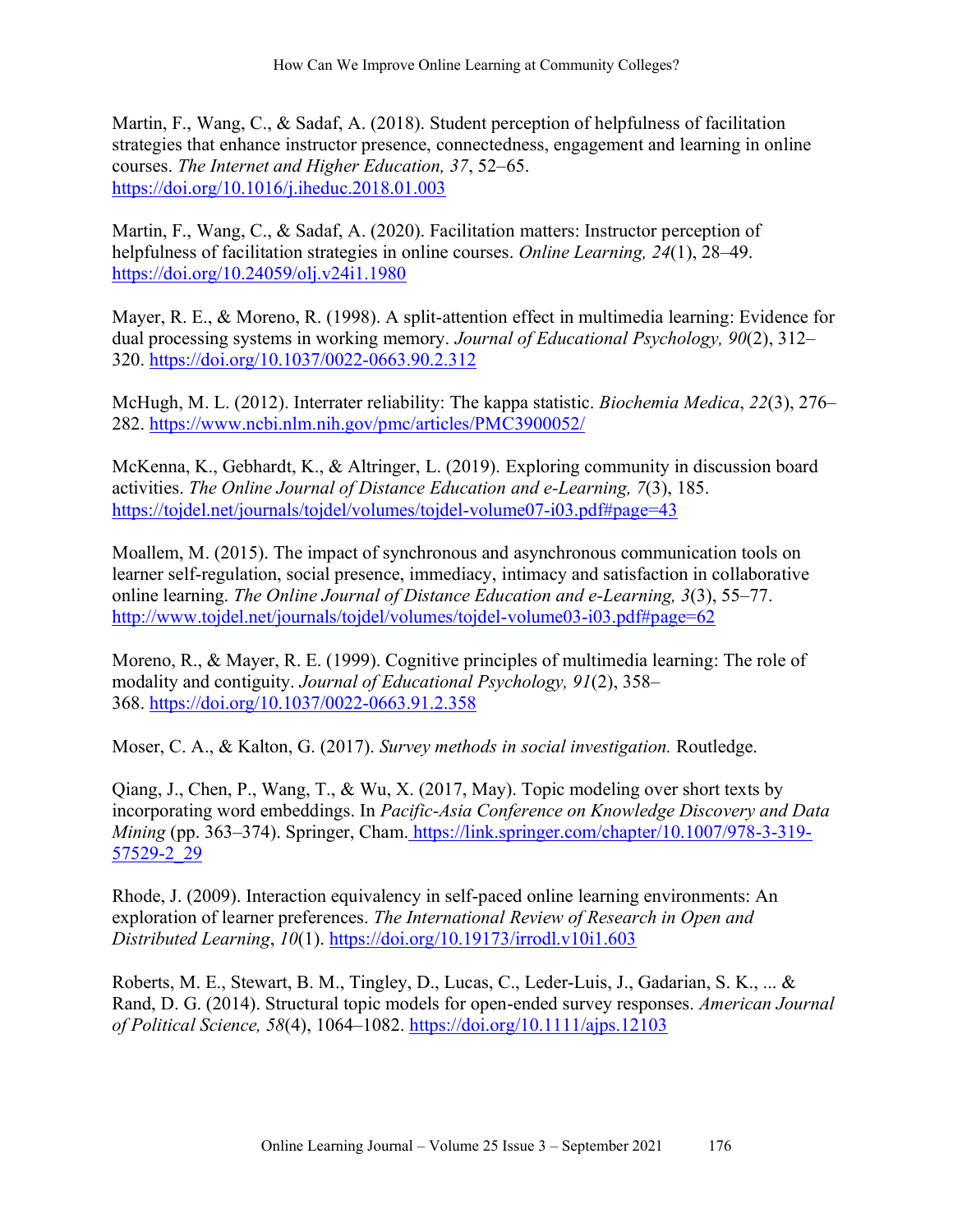Martin, F., Wang, C., & Sadaf, A. (2018). Student perception of helpfulness of facilitation strategies that enhance instructor presence, connectedness, engagement and learning in online courses. *The Internet and Higher Education, 37*, 52–65. https://doi.org/10.1016/j.iheduc.2018.01.003

Martin, F., Wang, C., & Sadaf, A. (2020). Facilitation matters: Instructor perception of helpfulness of facilitation strategies in online courses. *Online Learning, 24*(1), 28–49. https://doi.org/10.24059/olj.v24i1.1980

Mayer, R. E., & Moreno, R. (1998). A split-attention effect in multimedia learning: Evidence for dual processing systems in working memory. *Journal of Educational Psychology, 90*(2), 312–320. https://doi.org/10.1037/0022-0663.90.2.312

McHugh, M. L. (2012). Interrater reliability: The kappa statistic. *Biochemia Medica*, *22*(3), 276–282. https://www.ncbi.nlm.nih.gov/pmc/articles/PMC3900052/

McKenna, K., Gebhardt, K., & Altringer, L. (2019). Exploring community in discussion board activities. *The Online Journal of Distance Education and e-Learning, 7*(3), 185. https://tojdel.net/journals/tojdel/volumes/tojdel-volume07-i03.pdf#page=43

Moallem, M. (2015). The impact of synchronous and asynchronous communication tools on learner self-regulation, social presence, immediacy, intimacy and satisfaction in collaborative online learning. *The Online Journal of Distance Education and e-Learning, 3*(3), 55–77. http://www.tojdel.net/journals/tojdel/volumes/tojdel-volume03-i03.pdf#page=62

Moreno, R., & Mayer, R. E. (1999). Cognitive principles of multimedia learning: The role of modality and contiguity. *Journal of Educational Psychology, 91*(2), 358–368. https://doi.org/10.1037/0022-0663.91.2.358

Moser, C. A., & Kalton, G. (2017). *Survey methods in social investigation.* Routledge.

Qiang, J., Chen, P., Wang, T., & Wu, X. (2017, May). Topic modeling over short texts by incorporating word embeddings. In *Pacific-Asia Conference on Knowledge Discovery and Data Mining* (pp. 363–374). Springer, Cham. https://link.springer.com/chapter/10.1007/978-3-319-57529-2_29

Rhode, J. (2009). Interaction equivalency in self-paced online learning environments: An exploration of learner preferences. *The International Review of Research in Open and Distributed Learning*, *10*(1). https://doi.org/10.19173/irrodl.v10i1.603

Roberts, M. E., Stewart, B. M., Tingley, D., Lucas, C., Leder-Luis, J., Gadarian, S. K., ... & Rand, D. G. (2014). Structural topic models for open-ended survey responses. *American Journal of Political Science, 58*(4), 1064–1082. https://doi.org/10.1111/ajps.12103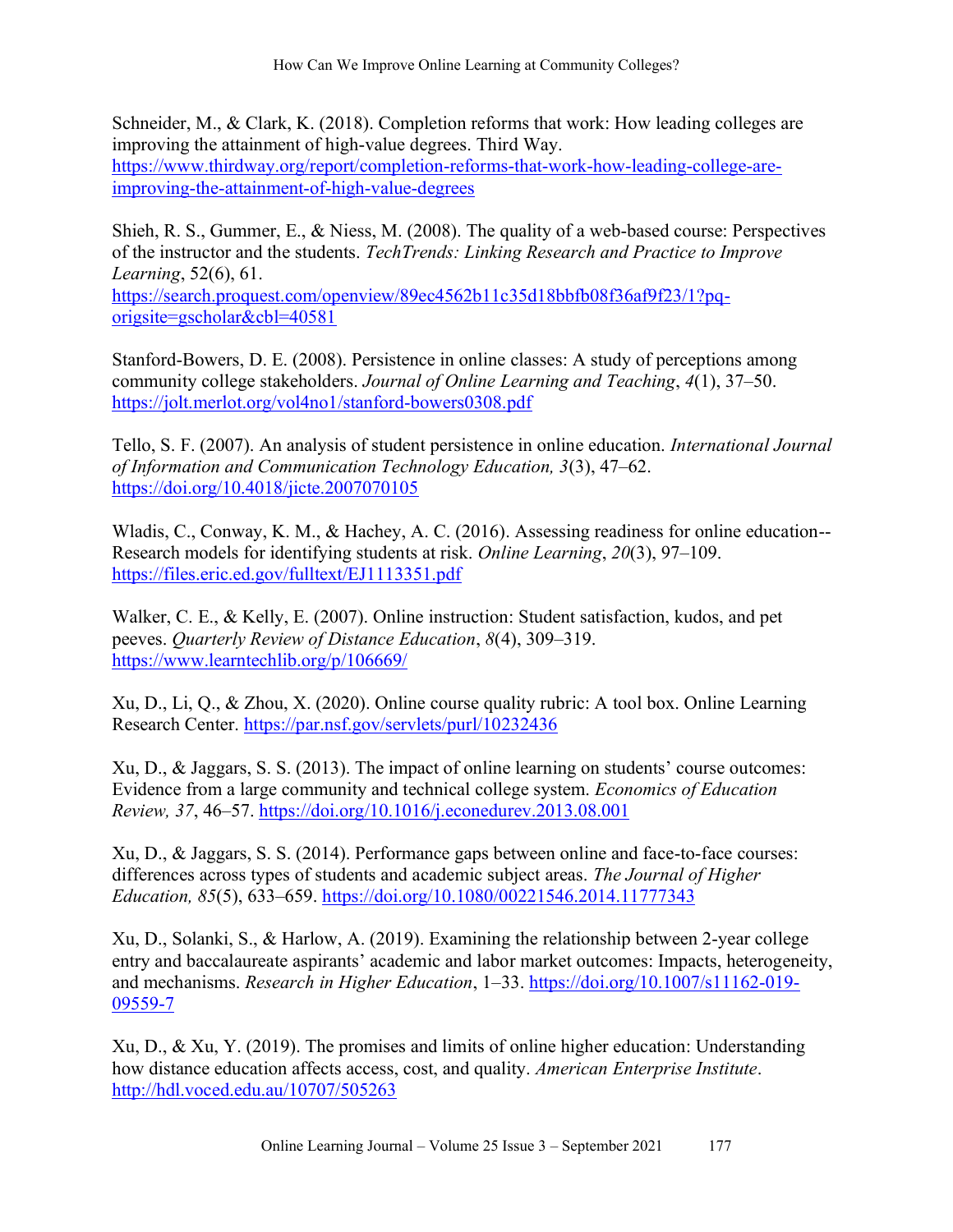Schneider, M., & Clark, K. (2018). Completion reforms that work: How leading colleges are improving the attainment of high-value degrees. Third Way. https://www.thirdway.org/report/completion-reforms-that-work-how-leading-college-are-improving-the-attainment-of-high-value-degrees

Shieh, R. S., Gummer, E., & Niess, M. (2008). The quality of a web-based course: Perspectives of the instructor and the students. *TechTrends: Linking Research and Practice to Improve Learning*, 52(6), 61. https://search.proquest.com/openview/89ec4562b11c35d18bbfb08f36af9f23/1?pq-origsite=gscholar&cbl=40581

Stanford-Bowers, D. E. (2008). Persistence in online classes: A study of perceptions among community college stakeholders. *Journal of Online Learning and Teaching*, *4*(1), 37–50. https://jolt.merlot.org/vol4no1/stanford-bowers0308.pdf

Tello, S. F. (2007). An analysis of student persistence in online education. *International Journal of Information and Communication Technology Education, 3*(3), 47–62. https://doi.org/10.4018/jicte.2007070105

Wladis, C., Conway, K. M., & Hachey, A. C. (2016). Assessing readiness for online education--Research models for identifying students at risk. *Online Learning*, *20*(3), 97–109. https://files.eric.ed.gov/fulltext/EJ1113351.pdf

Walker, C. E., & Kelly, E. (2007). Online instruction: Student satisfaction, kudos, and pet peeves. *Quarterly Review of Distance Education*, *8*(4), 309–319. https://www.learntechlib.org/p/106669/

Xu, D., Li, Q., & Zhou, X. (2020). Online course quality rubric: A tool box. Online Learning Research Center. https://par.nsf.gov/servlets/purl/10232436

Xu, D., & Jaggars, S. S. (2013). The impact of online learning on students' course outcomes: Evidence from a large community and technical college system. *Economics of Education Review, 37*, 46–57. https://doi.org/10.1016/j.econedurev.2013.08.001

Xu, D., & Jaggars, S. S. (2014). Performance gaps between online and face-to-face courses: differences across types of students and academic subject areas. *The Journal of Higher Education, 85*(5), 633–659. https://doi.org/10.1080/00221546.2014.11777343

Xu, D., Solanki, S., & Harlow, A. (2019). Examining the relationship between 2-year college entry and baccalaureate aspirants' academic and labor market outcomes: Impacts, heterogeneity, and mechanisms. *Research in Higher Education*, 1–33. https://doi.org/10.1007/s11162-019-09559-7

Xu, D., & Xu, Y. (2019). The promises and limits of online higher education: Understanding how distance education affects access, cost, and quality. *American Enterprise Institute*. http://hdl.voced.edu.au/10707/505263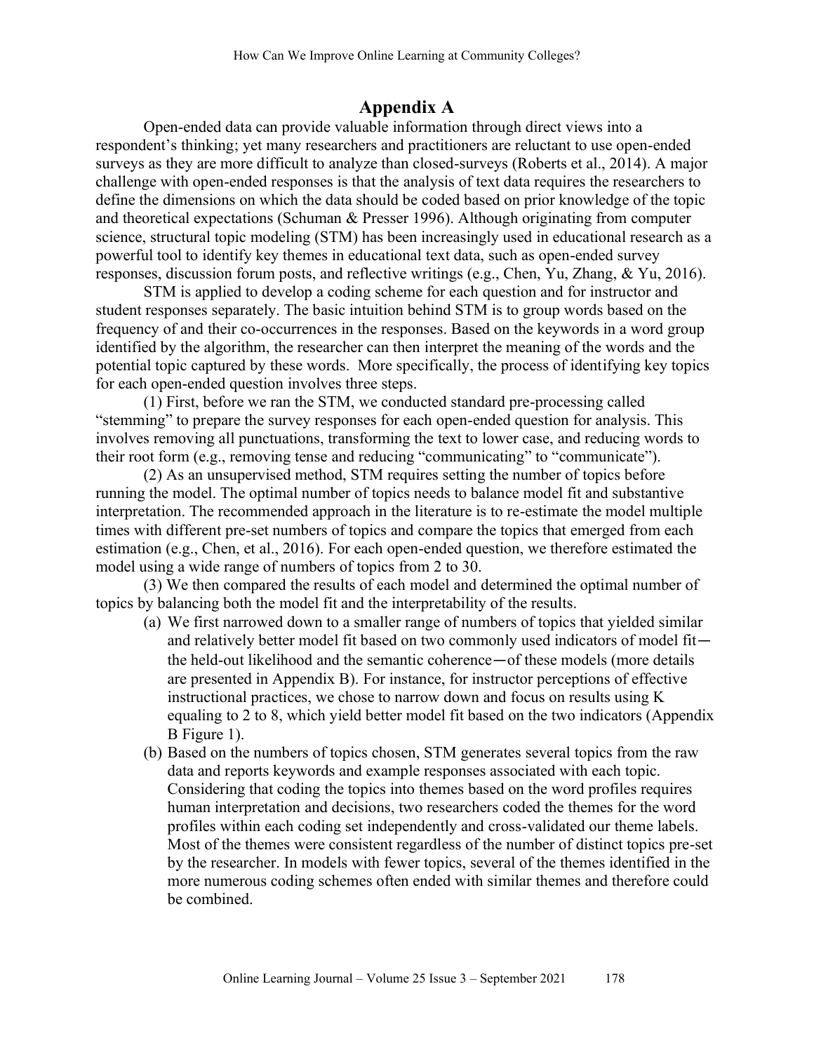# Appendix A

Open-ended data can provide valuable information through direct views into a respondent's thinking; yet many researchers and practitioners are reluctant to use open-ended surveys as they are more difficult to analyze than closed-surveys (Roberts et al., 2014). A major challenge with open-ended responses is that the analysis of text data requires the researchers to define the dimensions on which the data should be coded based on prior knowledge of the topic and theoretical expectations (Schuman & Presser 1996). Although originating from computer science, structural topic modeling (STM) has been increasingly used in educational research as a powerful tool to identify key themes in educational text data, such as open-ended survey responses, discussion forum posts, and reflective writings (e.g., Chen, Yu, Zhang, & Yu, 2016).

STM is applied to develop a coding scheme for each question and for instructor and student responses separately. The basic intuition behind STM is to group words based on the frequency of and their co-occurrences in the responses. Based on the keywords in a word group identified by the algorithm, the researcher can then interpret the meaning of the words and the potential topic captured by these words. More specifically, the process of identifying key topics for each open-ended question involves three steps.

(1) First, before we ran the STM, we conducted standard pre-processing called "stemming" to prepare the survey responses for each open-ended question for analysis. This involves removing all punctuations, transforming the text to lower case, and reducing words to their root form (e.g., removing tense and reducing "communicating" to "communicate").

(2) As an unsupervised method, STM requires setting the number of topics before running the model. The optimal number of topics needs to balance model fit and substantive interpretation. The recommended approach in the literature is to re-estimate the model multiple times with different pre-set numbers of topics and compare the topics that emerged from each estimation (e.g., Chen, et al., 2016). For each open-ended question, we therefore estimated the model using a wide range of numbers of topics from 2 to 30.

(3) We then compared the results of each model and determined the optimal number of topics by balancing both the model fit and the interpretability of the results.

(a) We first narrowed down to a smaller range of numbers of topics that yielded similar and relatively better model fit based on two commonly used indicators of model fit—the held-out likelihood and the semantic coherence—of these models (more details are presented in Appendix B). For instance, for instructor perceptions of effective instructional practices, we chose to narrow down and focus on results using K equaling to 2 to 8, which yield better model fit based on the two indicators (Appendix B Figure 1).

(b) Based on the numbers of topics chosen, STM generates several topics from the raw data and reports keywords and example responses associated with each topic. Considering that coding the topics into themes based on the word profiles requires human interpretation and decisions, two researchers coded the themes for the word profiles within each coding set independently and cross-validated our theme labels. Most of the themes were consistent regardless of the number of distinct topics pre-set by the researcher. In models with fewer topics, several of the themes identified in the more numerous coding schemes often ended with similar themes and therefore could be combined.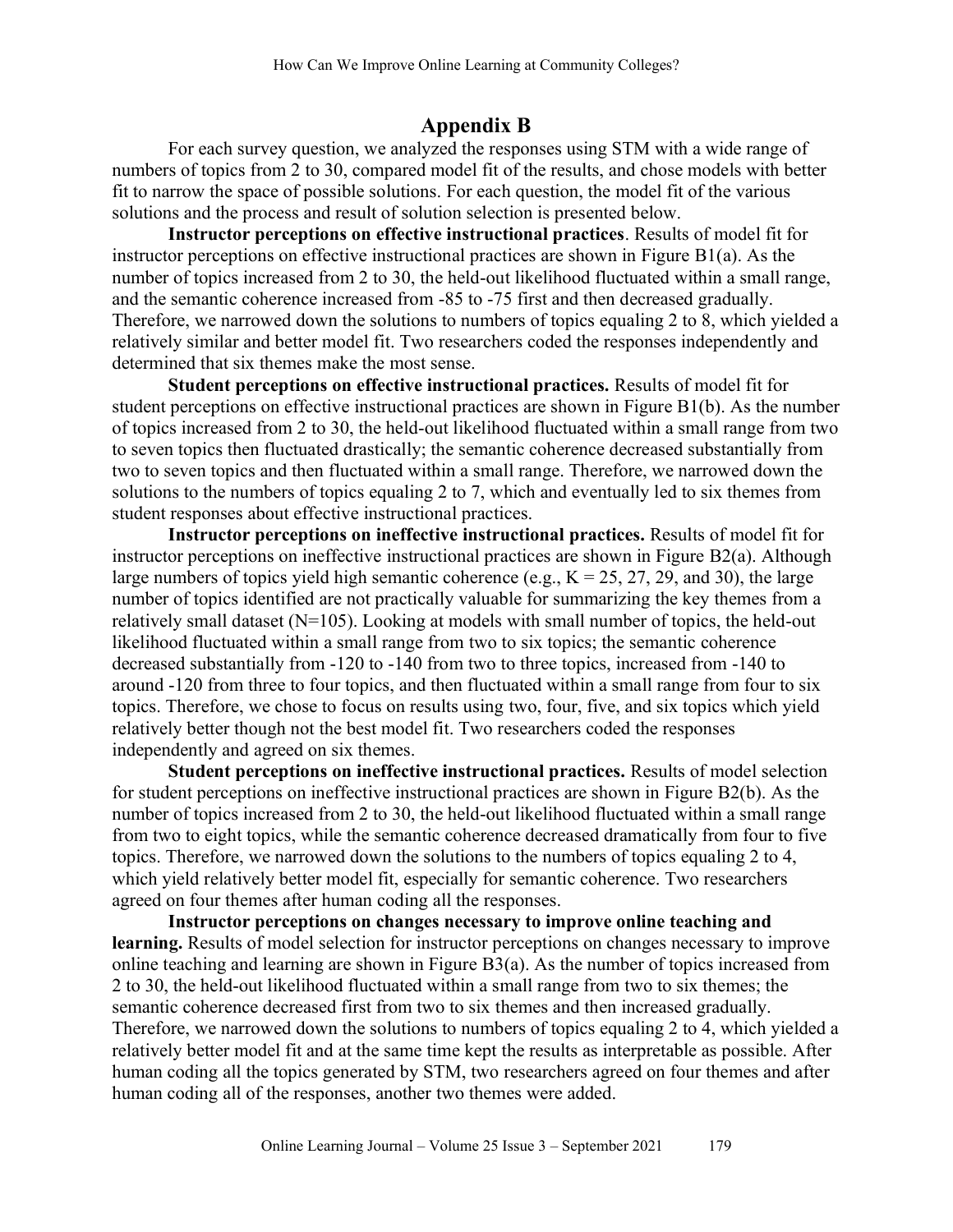# Appendix B

For each survey question, we analyzed the responses using STM with a wide range of numbers of topics from 2 to 30, compared model fit of the results, and chose models with better fit to narrow the space of possible solutions. For each question, the model fit of the various solutions and the process and result of solution selection is presented below.

**Instructor perceptions on effective instructional practices**. Results of model fit for instructor perceptions on effective instructional practices are shown in Figure B1(a). As the number of topics increased from 2 to 30, the held-out likelihood fluctuated within a small range, and the semantic coherence increased from -85 to -75 first and then decreased gradually. Therefore, we narrowed down the solutions to numbers of topics equaling 2 to 8, which yielded a relatively similar and better model fit. Two researchers coded the responses independently and determined that six themes make the most sense.

**Student perceptions on effective instructional practices.** Results of model fit for student perceptions on effective instructional practices are shown in Figure B1(b). As the number of topics increased from 2 to 30, the held-out likelihood fluctuated within a small range from two to seven topics then fluctuated drastically; the semantic coherence decreased substantially from two to seven topics and then fluctuated within a small range. Therefore, we narrowed down the solutions to the numbers of topics equaling 2 to 7, which and eventually led to six themes from student responses about effective instructional practices.

**Instructor perceptions on ineffective instructional practices.** Results of model fit for instructor perceptions on ineffective instructional practices are shown in Figure B2(a). Although large numbers of topics yield high semantic coherence (e.g., K = 25, 27, 29, and 30), the large number of topics identified are not practically valuable for summarizing the key themes from a relatively small dataset (N=105). Looking at models with small number of topics, the held-out likelihood fluctuated within a small range from two to six topics; the semantic coherence decreased substantially from -120 to -140 from two to three topics, increased from -140 to around -120 from three to four topics, and then fluctuated within a small range from four to six topics. Therefore, we chose to focus on results using two, four, five, and six topics which yield relatively better though not the best model fit. Two researchers coded the responses independently and agreed on six themes.

**Student perceptions on ineffective instructional practices.** Results of model selection for student perceptions on ineffective instructional practices are shown in Figure B2(b). As the number of topics increased from 2 to 30, the held-out likelihood fluctuated within a small range from two to eight topics, while the semantic coherence decreased dramatically from four to five topics. Therefore, we narrowed down the solutions to the numbers of topics equaling 2 to 4, which yield relatively better model fit, especially for semantic coherence. Two researchers agreed on four themes after human coding all the responses.

**Instructor perceptions on changes necessary to improve online teaching and learning.** Results of model selection for instructor perceptions on changes necessary to improve online teaching and learning are shown in Figure B3(a). As the number of topics increased from 2 to 30, the held-out likelihood fluctuated within a small range from two to six themes; the semantic coherence decreased first from two to six themes and then increased gradually. Therefore, we narrowed down the solutions to numbers of topics equaling 2 to 4, which yielded a relatively better model fit and at the same time kept the results as interpretable as possible. After human coding all the topics generated by STM, two researchers agreed on four themes and after human coding all of the responses, another two themes were added.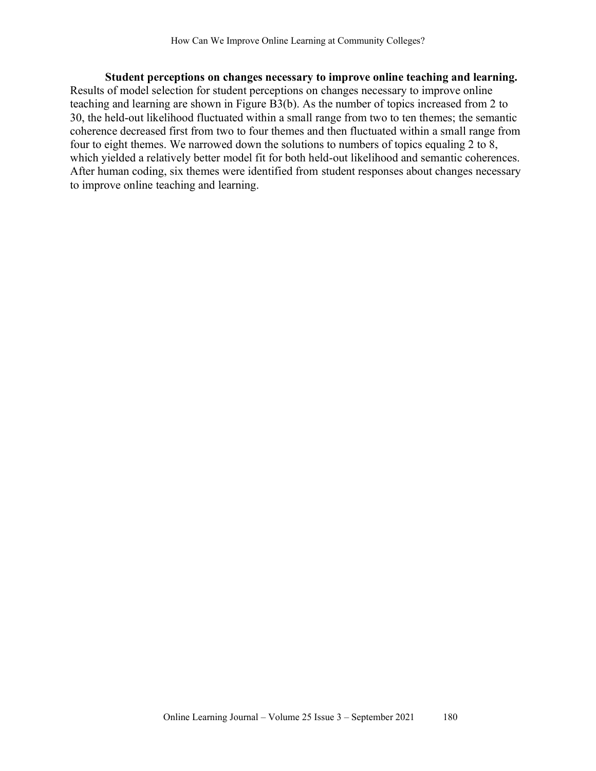**Student perceptions on changes necessary to improve online teaching and learning.** Results of model selection for student perceptions on changes necessary to improve online teaching and learning are shown in Figure B3(b). As the number of topics increased from 2 to 30, the held-out likelihood fluctuated within a small range from two to ten themes; the semantic coherence decreased first from two to four themes and then fluctuated within a small range from four to eight themes. We narrowed down the solutions to numbers of topics equaling 2 to 8, which yielded a relatively better model fit for both held-out likelihood and semantic coherences. After human coding, six themes were identified from student responses about changes necessary to improve online teaching and learning.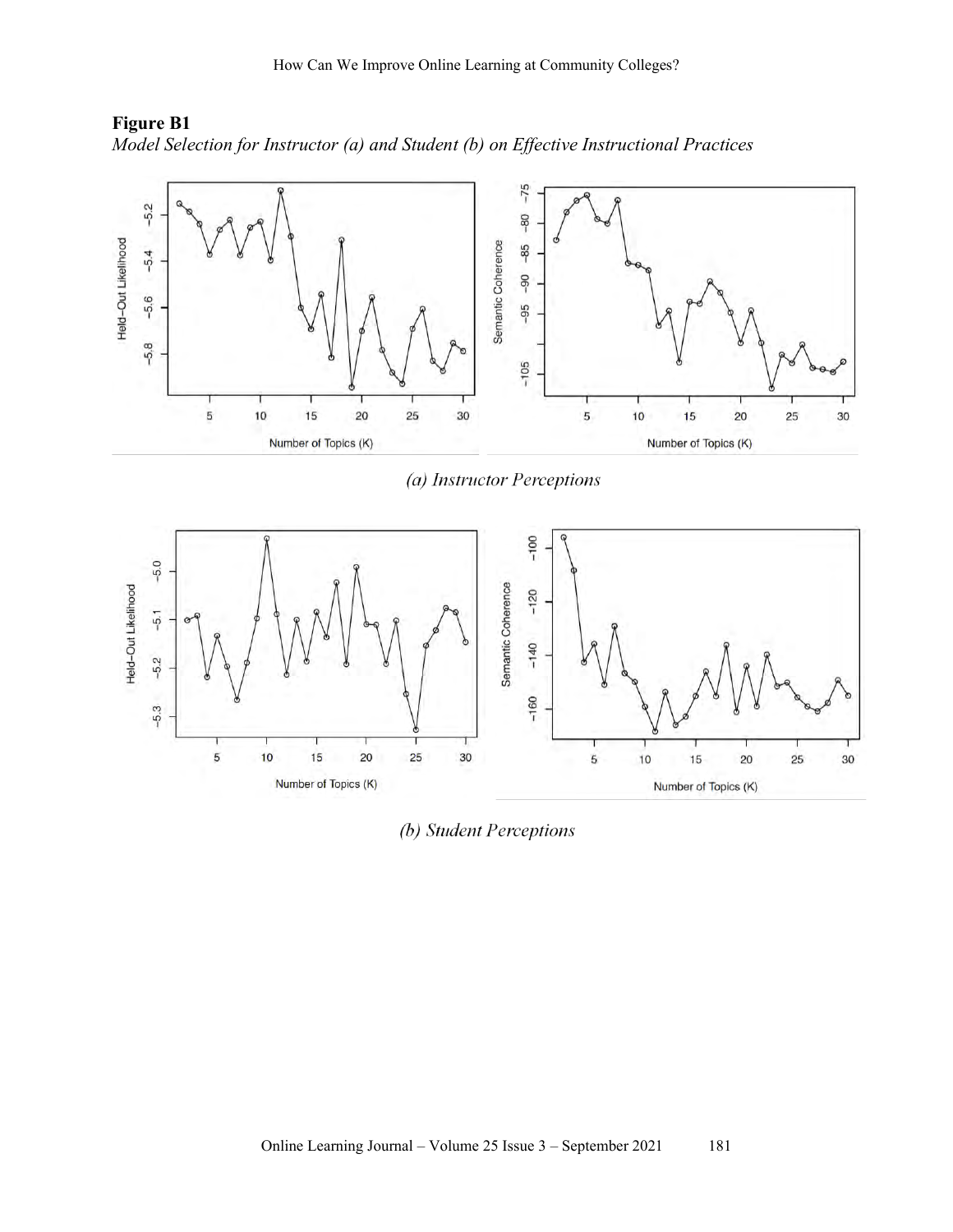**Figure B1**

*Model Selection for Instructor (a) and Student (b) on Effective Instructional Practices*

*(a) Instructor Perceptions*

*(b) Student Perceptions*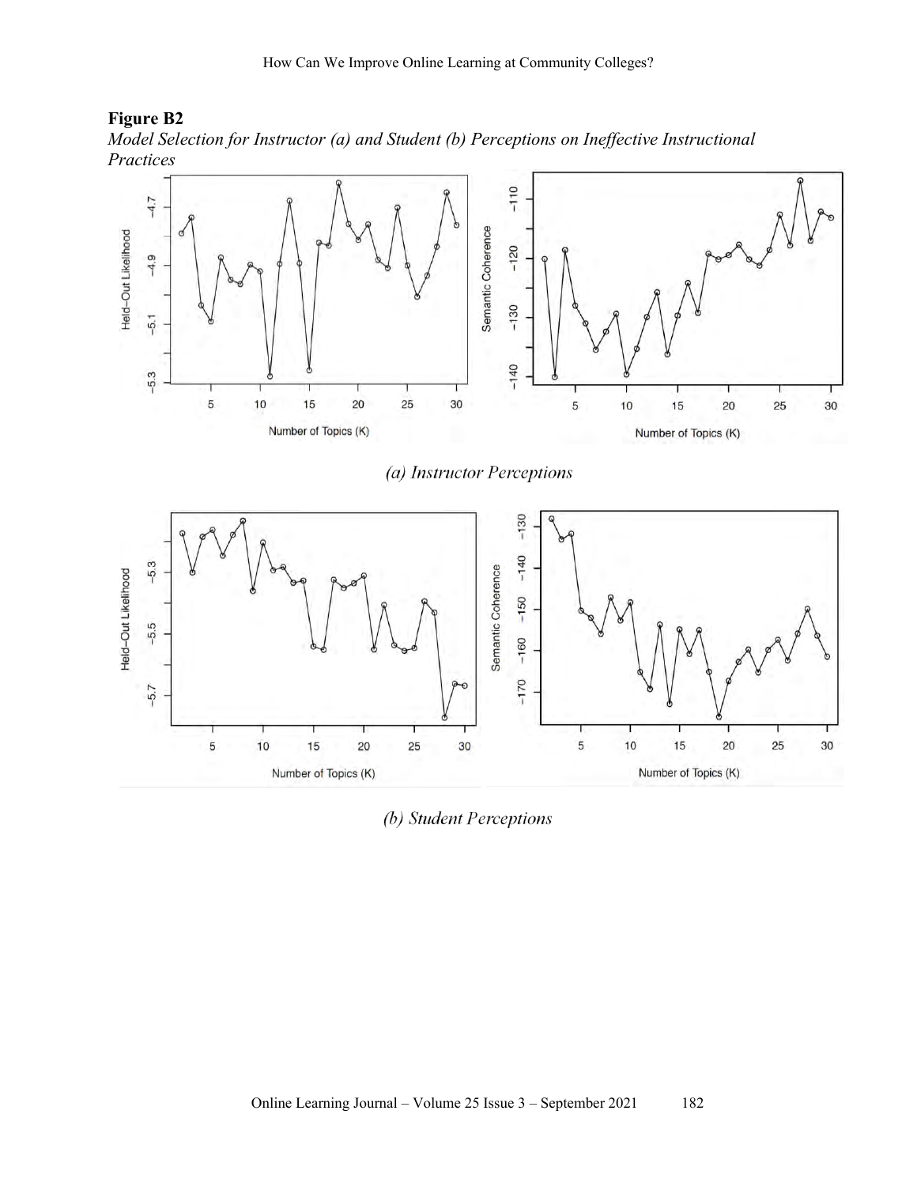**Figure B2**

*Model Selection for Instructor (a) and Student (b) Perceptions on Ineffective Instructional Practices*

*(a) Instructor Perceptions*

*(b) Student Perceptions*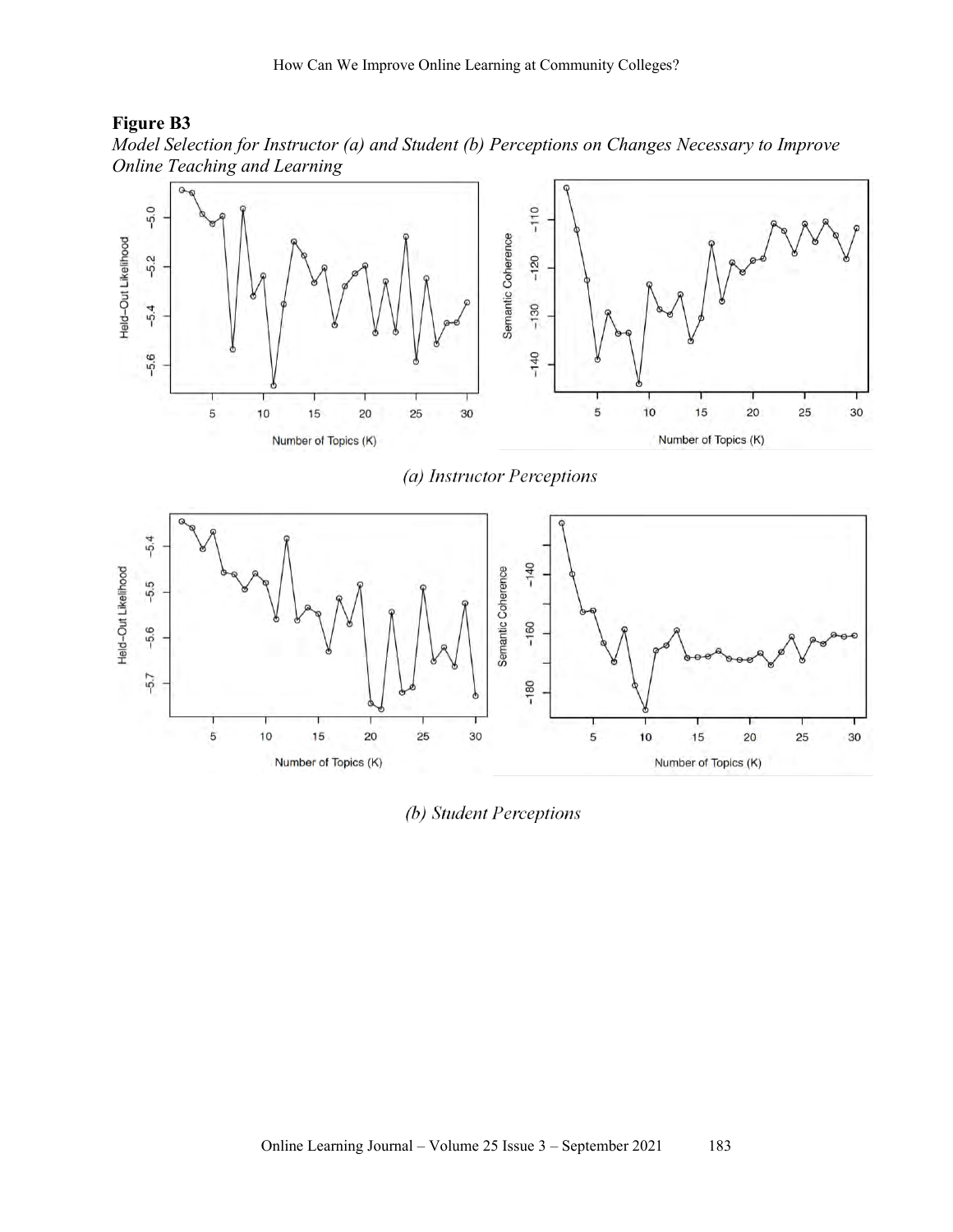**Figure B3**

*Model Selection for Instructor (a) and Student (b) Perceptions on Changes Necessary to Improve Online Teaching and Learning*

*(a) Instructor Perceptions*

*(b) Student Perceptions*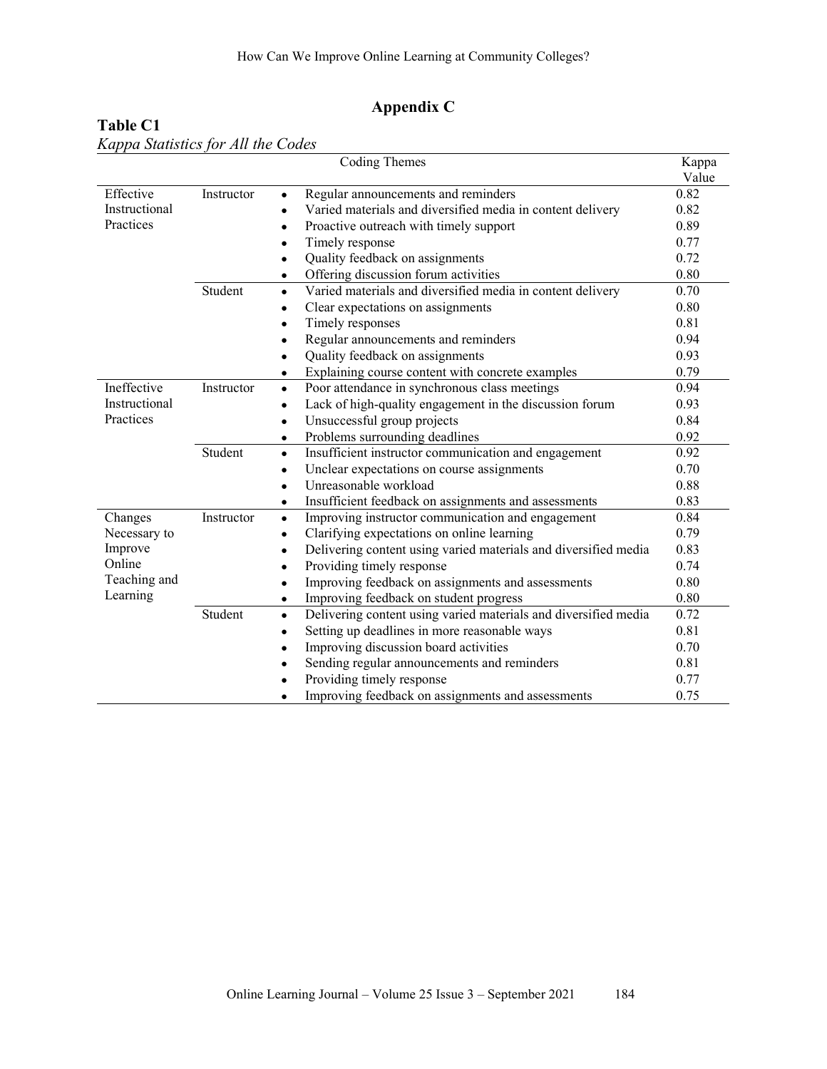## Appendix C

**Table C1**

*Kappa Statistics for All the Codes*

| Coding Themes | | | Kappa Value |
|---|---|---|---|
| Effective Instructional Practices | Instructor | • Regular announcements and reminders | 0.82 |
| | | • Varied materials and diversified media in content delivery | 0.82 |
| | | • Proactive outreach with timely support | 0.89 |
| | | • Timely response | 0.77 |
| | | • Quality feedback on assignments | 0.72 |
| | | • Offering discussion forum activities | 0.80 |
| | Student | • Varied materials and diversified media in content delivery | 0.70 |
| | | • Clear expectations on assignments | 0.80 |
| | | • Timely responses | 0.81 |
| | | • Regular announcements and reminders | 0.94 |
| | | • Quality feedback on assignments | 0.93 |
| | | • Explaining course content with concrete examples | 0.79 |
| Ineffective Instructional Practices | Instructor | • Poor attendance in synchronous class meetings | 0.94 |
| | | • Lack of high-quality engagement in the discussion forum | 0.93 |
| | | • Unsuccessful group projects | 0.84 |
| | | • Problems surrounding deadlines | 0.92 |
| | Student | • Insufficient instructor communication and engagement | 0.92 |
| | | • Unclear expectations on course assignments | 0.70 |
| | | • Unreasonable workload | 0.88 |
| | | • Insufficient feedback on assignments and assessments | 0.83 |
| Changes Necessary to Improve Online Teaching and Learning | Instructor | • Improving instructor communication and engagement | 0.84 |
| | | • Clarifying expectations on online learning | 0.79 |
| | | • Delivering content using varied materials and diversified media | 0.83 |
| | | • Providing timely response | 0.74 |
| | | • Improving feedback on assignments and assessments | 0.80 |
| | | • Improving feedback on student progress | 0.80 |
| | Student | • Delivering content using varied materials and diversified media | 0.72 |
| | | • Setting up deadlines in more reasonable ways | 0.81 |
| | | • Improving discussion board activities | 0.70 |
| | | • Sending regular announcements and reminders | 0.81 |
| | | • Providing timely response | 0.77 |
| | | • Improving feedback on assignments and assessments | 0.75 |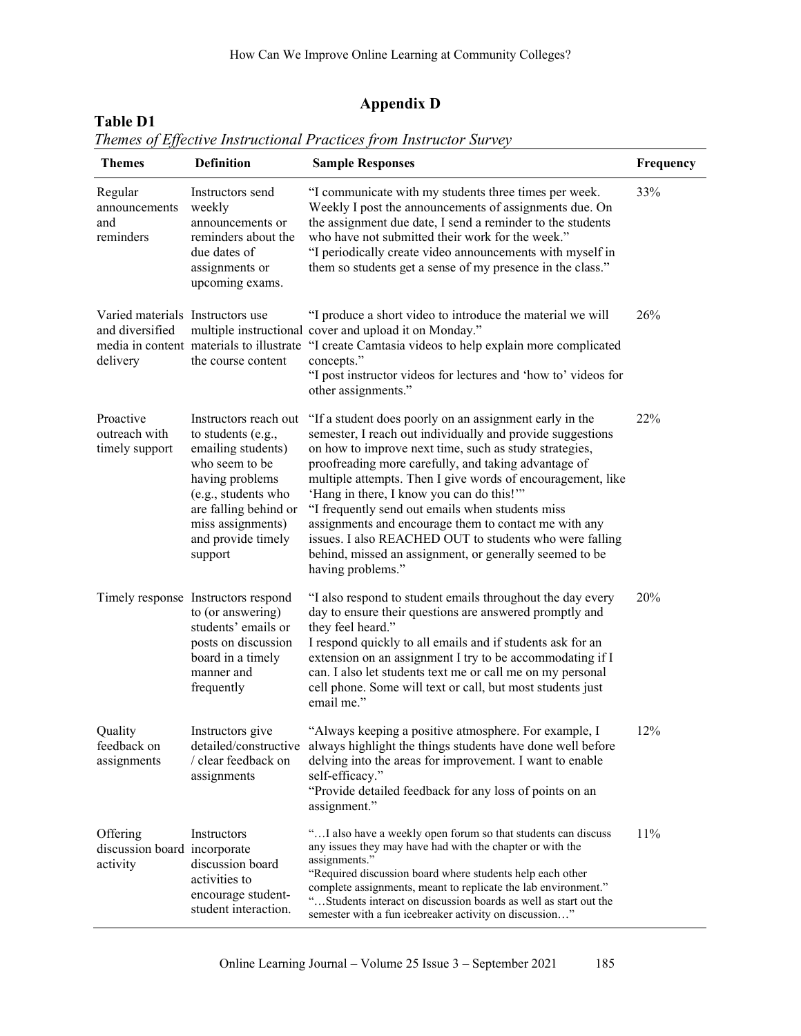## Appendix D

**Table D1**

*Themes of Effective Instructional Practices from Instructor Survey*

| Themes | Definition | Sample Responses | Frequency |
|---|---|---|---|
| Regular announcements and reminders | Instructors send weekly announcements or reminders about the due dates of assignments or upcoming exams. | "I communicate with my students three times per week. Weekly I post the announcements of assignments due. On the assignment due date, I send a reminder to the students who have not submitted their work for the week." "I periodically create video announcements with myself in them so students get a sense of my presence in the class." | 33% |
| Varied materials and diversified media in content delivery | Instructors use multiple instructional materials to illustrate the course content | "I produce a short video to introduce the material we will cover and upload it on Monday." "I create Camtasia videos to help explain more complicated concepts." "I post instructor videos for lectures and 'how to' videos for other assignments." | 26% |
| Proactive outreach with timely support | Instructors reach out to students (e.g., emailing students) who seem to be having problems (e.g., students who are falling behind or miss assignments) and provide timely support | "If a student does poorly on an assignment early in the semester, I reach out individually and provide suggestions on how to improve next time, such as study strategies, proofreading more carefully, and taking advantage of multiple attempts. Then I give words of encouragement, like 'Hang in there, I know you can do this!'" "I frequently send out emails when students miss assignments and encourage them to contact me with any issues. I also REACHED OUT to students who were falling behind, missed an assignment, or generally seemed to be having problems." | 22% |
| Timely response | Instructors respond to (or answering) students' emails or posts on discussion board in a timely manner and frequently | "I also respond to student emails throughout the day every day to ensure their questions are answered promptly and they feel heard." I respond quickly to all emails and if students ask for an extension on an assignment I try to be accommodating if I can. I also let students text me or call me on my personal cell phone. Some will text or call, but most students just email me." | 20% |
| Quality feedback on assignments | Instructors give detailed/constructive / clear feedback on assignments | "Always keeping a positive atmosphere. For example, I always highlight the things students have done well before delving into the areas for improvement. I want to enable self-efficacy." "Provide detailed feedback for any loss of points on an assignment." | 12% |
| Offering discussion board activity | Instructors incorporate discussion board activities to encourage student-student interaction. | "…I also have a weekly open forum so that students can discuss any issues they may have had with the chapter or with the assignments." "Required discussion board where students help each other complete assignments, meant to replicate the lab environment." "…Students interact on discussion boards as well as start out the semester with a fun icebreaker activity on discussion…" | 11% |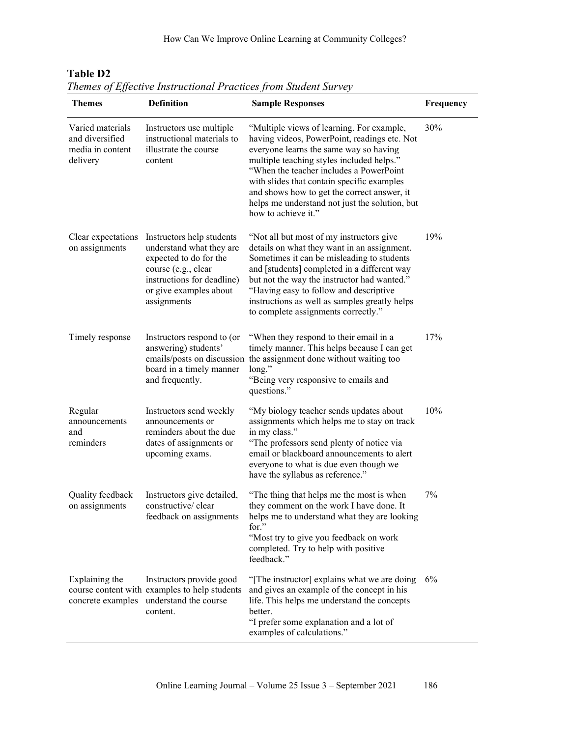**Table D2**

*Themes of Effective Instructional Practices from Student Survey*

| Themes | Definition | Sample Responses | Frequency |
|---|---|---|---|
| Varied materials and diversified media in content delivery | Instructors use multiple instructional materials to illustrate the course content | "Multiple views of learning. For example, having videos, PowerPoint, readings etc. Not everyone learns the same way so having multiple teaching styles included helps." "When the teacher includes a PowerPoint with slides that contain specific examples and shows how to get the correct answer, it helps me understand not just the solution, but how to achieve it." | 30% |
| Clear expectations on assignments | Instructors help students understand what they are expected to do for the course (e.g., clear instructions for deadline) or give examples about assignments | "Not all but most of my instructors give details on what they want in an assignment. Sometimes it can be misleading to students and [students] completed in a different way but not the way the instructor had wanted." "Having easy to follow and descriptive instructions as well as samples greatly helps to complete assignments correctly." | 19% |
| Timely response | Instructors respond to (or answering) students' emails/posts on discussion board in a timely manner and frequently. | "When they respond to their email in a timely manner. This helps because I can get the assignment done without waiting too long." "Being very responsive to emails and questions." | 17% |
| Regular announcements and reminders | Instructors send weekly announcements or reminders about the due dates of assignments or upcoming exams. | "My biology teacher sends updates about assignments which helps me to stay on track in my class." "The professors send plenty of notice via email or blackboard announcements to alert everyone to what is due even though we have the syllabus as reference." | 10% |
| Quality feedback on assignments | Instructors give detailed, constructive/ clear feedback on assignments | "The thing that helps me the most is when they comment on the work I have done. It helps me to understand what they are looking for." "Most try to give you feedback on work completed. Try to help with positive feedback." | 7% |
| Explaining the course content with concrete examples | Instructors provide good examples to help students understand the course content. | "[The instructor] explains what we are doing and gives an example of the concept in his life. This helps me understand the concepts better. "I prefer some explanation and a lot of examples of calculations." | 6% |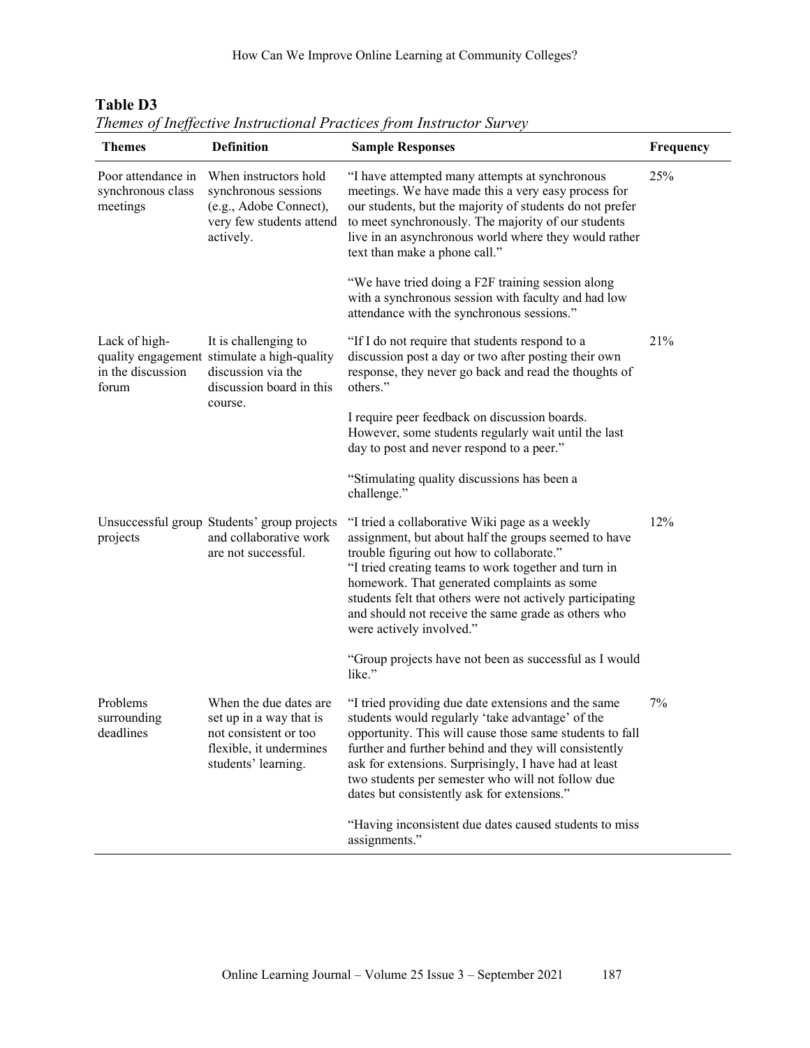**Table D3**

*Themes of Ineffective Instructional Practices from Instructor Survey*

| Themes | Definition | Sample Responses | Frequency |
|---|---|---|---|
| Poor attendance in synchronous class meetings | When instructors hold synchronous sessions (e.g., Adobe Connect), very few students attend actively. | "I have attempted many attempts at synchronous meetings. We have made this a very easy process for our students, but the majority of students do not prefer to meet synchronously. The majority of our students live in an asynchronous world where they would rather text than make a phone call." <br><br> "We have tried doing a F2F training session along with a synchronous session with faculty and had low attendance with the synchronous sessions." | 25% |
| Lack of high-quality engagement in the discussion forum | It is challenging to stimulate a high-quality discussion via the discussion board in this course. | "If I do not require that students respond to a discussion post a day or two after posting their own response, they never go back and read the thoughts of others." <br><br> I require peer feedback on discussion boards. However, some students regularly wait until the last day to post and never respond to a peer." <br><br> "Stimulating quality discussions has been a challenge." | 21% |
| Unsuccessful group projects | Students' group projects and collaborative work are not successful. | "I tried a collaborative Wiki page as a weekly assignment, but about half the groups seemed to have trouble figuring out how to collaborate." <br> "I tried creating teams to work together and turn in homework. That generated complaints as some students felt that others were not actively participating and should not receive the same grade as others who were actively involved." <br><br> "Group projects have not been as successful as I would like." | 12% |
| Problems surrounding deadlines | When the due dates are set up in a way that is not consistent or too flexible, it undermines students' learning. | "I tried providing due date extensions and the same students would regularly 'take advantage' of the opportunity. This will cause those same students to fall further and further behind and they will consistently ask for extensions. Surprisingly, I have had at least two students per semester who will not follow due dates but consistently ask for extensions." <br><br> "Having inconsistent due dates caused students to miss assignments." | 7% |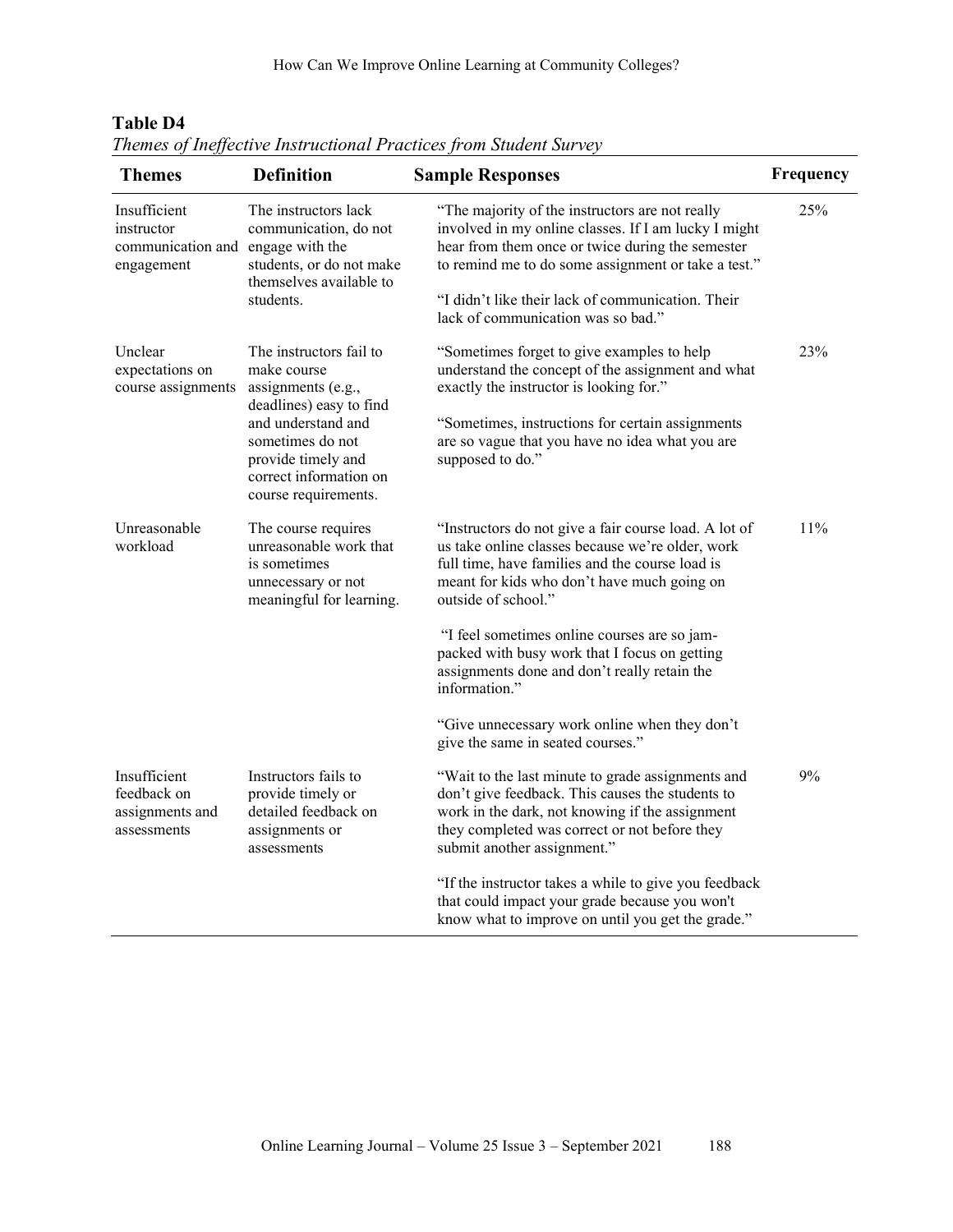**Table D4**

*Themes of Ineffective Instructional Practices from Student Survey*

| Themes | Definition | Sample Responses | Frequency |
|---|---|---|---|
| Insufficient instructor communication and engagement | The instructors lack communication, do not engage with the students, or do not make themselves available to students. | "The majority of the instructors are not really involved in my online classes. If I am lucky I might hear from them once or twice during the semester to remind me to do some assignment or take a test."<br><br>"I didn't like their lack of communication. Their lack of communication was so bad." | 25% |
| Unclear expectations on course assignments | The instructors fail to make course assignments (e.g., deadlines) easy to find and understand and sometimes do not provide timely and correct information on course requirements. | "Sometimes forget to give examples to help understand the concept of the assignment and what exactly the instructor is looking for."<br><br>"Sometimes, instructions for certain assignments are so vague that you have no idea what you are supposed to do." | 23% |
| Unreasonable workload | The course requires unreasonable work that is sometimes unnecessary or not meaningful for learning. | "Instructors do not give a fair course load. A lot of us take online classes because we're older, work full time, have families and the course load is meant for kids who don't have much going on outside of school."<br><br>"I feel sometimes online courses are so jam-packed with busy work that I focus on getting assignments done and don't really retain the information."<br><br>"Give unnecessary work online when they don't give the same in seated courses." | 11% |
| Insufficient feedback on assignments and assessments | Instructors fails to provide timely or detailed feedback on assignments or assessments | "Wait to the last minute to grade assignments and don't give feedback. This causes the students to work in the dark, not knowing if the assignment they completed was correct or not before they submit another assignment."<br><br>"If the instructor takes a while to give you feedback that could impact your grade because you won't know what to improve on until you get the grade." | 9% |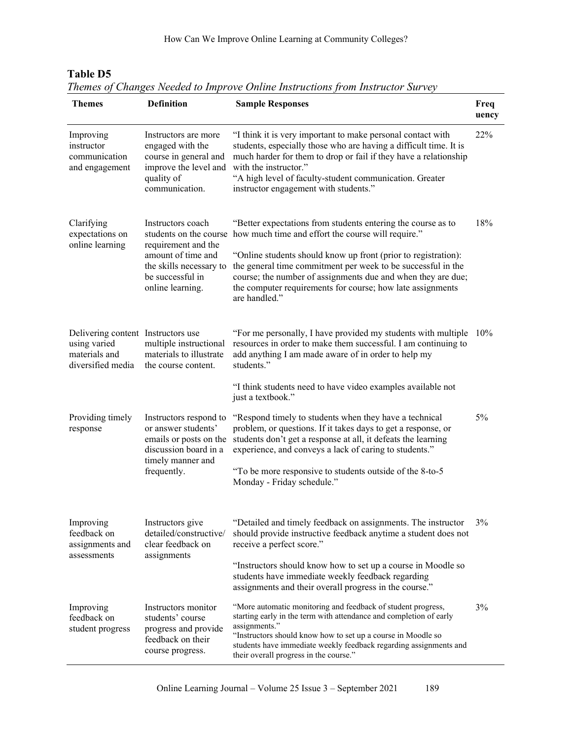**Table D5**

*Themes of Changes Needed to Improve Online Instructions from Instructor Survey*

| Themes | Definition | Sample Responses | Frequency |
|---|---|---|---|
| Improving instructor communication and engagement | Instructors are more engaged with the course in general and improve the level and quality of communication. | "I think it is very important to make personal contact with students, especially those who are having a difficult time. It is much harder for them to drop or fail if they have a relationship with the instructor."<br>"A high level of faculty-student communication. Greater instructor engagement with students." | 22% |
| Clarifying expectations on online learning | Instructors coach students on the course requirement and the amount of time and the skills necessary to be successful in online learning. | "Better expectations from students entering the course as to how much time and effort the course will require."<br>"Online students should know up front (prior to registration): the general time commitment per week to be successful in the course; the number of assignments due and when they are due; the computer requirements for course; how late assignments are handled." | 18% |
| Delivering content using varied materials and diversified media | Instructors use multiple instructional materials to illustrate the course content. | "For me personally, I have provided my students with multiple resources in order to make them successful. I am continuing to add anything I am made aware of in order to help my students."<br>"I think students need to have video examples available not just a textbook." | 10% |
| Providing timely response | Instructors respond to or answer students' emails or posts on the discussion board in a timely manner and frequently. | "Respond timely to students when they have a technical problem, or questions. If it takes days to get a response, or students don't get a response at all, it defeats the learning experience, and conveys a lack of caring to students."<br>"To be more responsive to students outside of the 8-to-5 Monday - Friday schedule." | 5% |
| Improving feedback on assignments and assessments | Instructors give detailed/constructive/clear feedback on assignments | "Detailed and timely feedback on assignments. The instructor should provide instructive feedback anytime a student does not receive a perfect score."<br>"Instructors should know how to set up a course in Moodle so students have immediate weekly feedback regarding assignments and their overall progress in the course." | 3% |
| Improving feedback on student progress | Instructors monitor students' course progress and provide feedback on their course progress. | "More automatic monitoring and feedback of student progress, starting early in the term with attendance and completion of early assignments."<br>"Instructors should know how to set up a course in Moodle so students have immediate weekly feedback regarding assignments and their overall progress in the course." | 3% |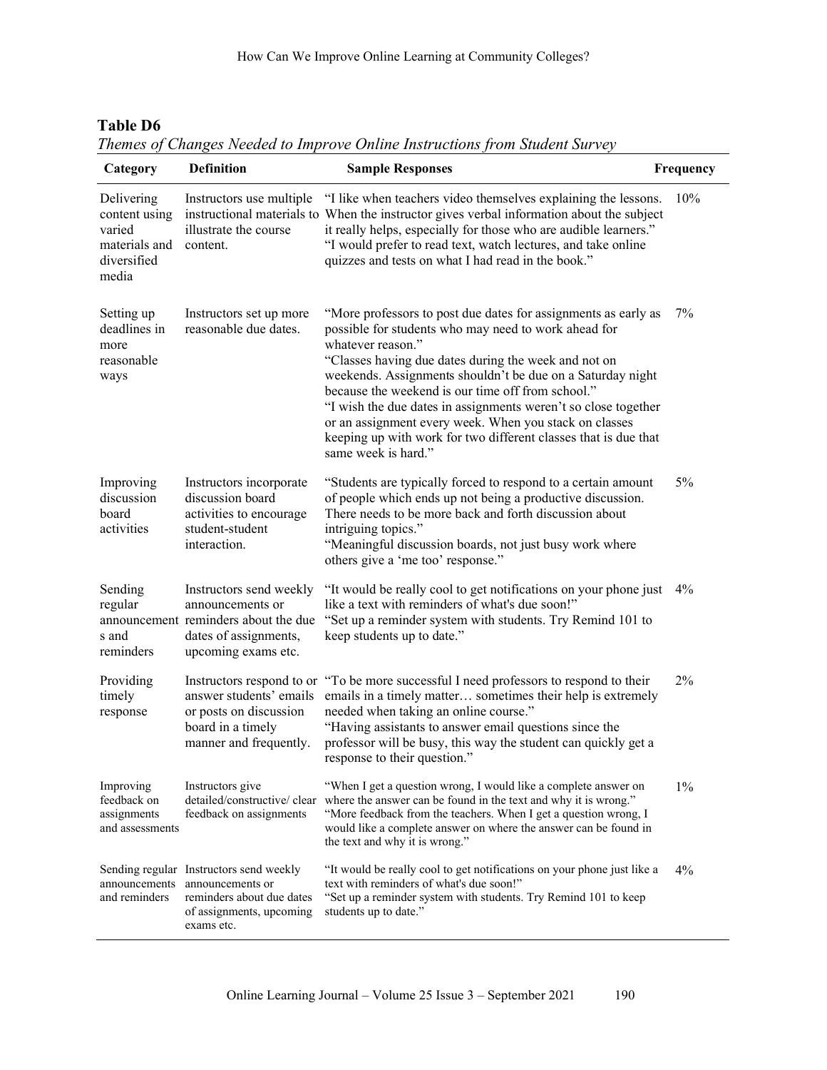**Table D6**

*Themes of Changes Needed to Improve Online Instructions from Student Survey*

| Category | Definition | Sample Responses | Frequency |
|---|---|---|---|
| Delivering content using varied materials and diversified media | Instructors use multiple instructional materials to illustrate the course content. | "I like when teachers video themselves explaining the lessons. When the instructor gives verbal information about the subject it really helps, especially for those who are audible learners." "I would prefer to read text, watch lectures, and take online quizzes and tests on what I had read in the book." | 10% |
| Setting up deadlines in more reasonable ways | Instructors set up more reasonable due dates. | "More professors to post due dates for assignments as early as possible for students who may need to work ahead for whatever reason." "Classes having due dates during the week and not on weekends. Assignments shouldn't be due on a Saturday night because the weekend is our time off from school." "I wish the due dates in assignments weren't so close together or an assignment every week. When you stack on classes keeping up with work for two different classes that is due that same week is hard." | 7% |
| Improving discussion board activities | Instructors incorporate discussion board activities to encourage student-student interaction. | "Students are typically forced to respond to a certain amount of people which ends up not being a productive discussion. There needs to be more back and forth discussion about intriguing topics." "Meaningful discussion boards, not just busy work where others give a 'me too' response." | 5% |
| Sending regular announcements and reminders | Instructors send weekly announcements or reminders about the due dates of assignments, upcoming exams etc. | "It would be really cool to get notifications on your phone just like a text with reminders of what's due soon!" "Set up a reminder system with students. Try Remind 101 to keep students up to date." | 4% |
| Providing timely response | Instructors respond to or answer students' emails or posts on discussion board in a timely manner and frequently. | "To be more successful I need professors to respond to their emails in a timely matter… sometimes their help is extremely needed when taking an online course." "Having assistants to answer email questions since the professor will be busy, this way the student can quickly get a response to their question." | 2% |
| Improving feedback on assignments and assessments | Instructors give detailed/constructive/ clear feedback on assignments | "When I get a question wrong, I would like a complete answer on where the answer can be found in the text and why it is wrong." "More feedback from the teachers. When I get a question wrong, I would like a complete answer on where the answer can be found in the text and why it is wrong." | 1% |
| Sending regular announcements and reminders | Instructors send weekly announcements or reminders about due dates of assignments, upcoming exams etc. | "It would be really cool to get notifications on your phone just like a text with reminders of what's due soon!" "Set up a reminder system with students. Try Remind 101 to keep students up to date." | 4% |